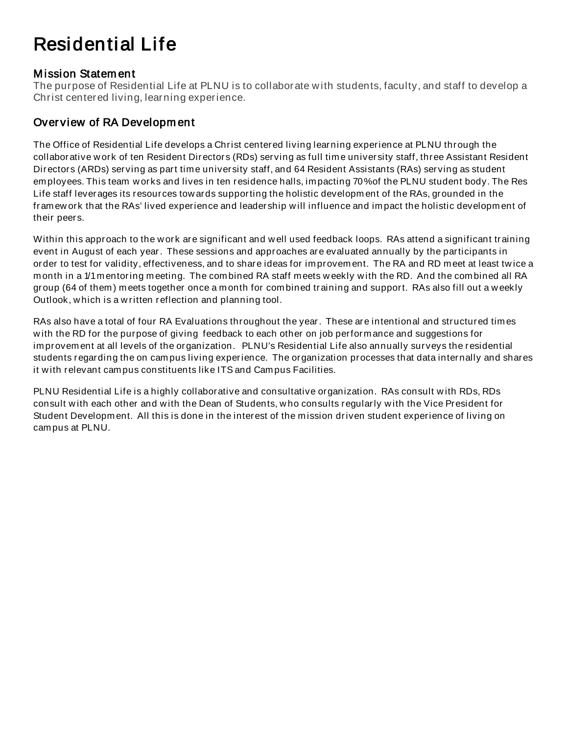# Residential Life

## Mission Statement

The purpose of Residential Life at PLNU is to collaborate with students, faculty, and staff to develop a Christ centered living, learning experience.

## Overview of RA Development

The Office of Residential Life develops a Christ centered living learning experience at PLNU through the collaborative work of ten Resident Directors (RDs) serving as full time university staff, three Assistant Resident Directors (ARDs) serving as part time university staff, and 64 Resident Assistants (RAs) serving as student employees. This team works and lives in ten residence halls, impacting 70%of the PLNU student body. The Res Life staff leverages its resources towards supporting the holistic development of the RAs, grounded in the framework that the RAs' lived experience and leadership will influence and impact the holistic development of their peers.

Within this approach to the work are significant and well used feedback loops. RAs attend a significant training event in August of each year. These sessions and approaches are evaluated annually by the participants in order to test for validity, effectiveness, and to share ideas for improvement. The RA and RD meet at least twice a month in a 1/1 mentoring meeting. The combined RA staff meets weekly with the RD. And the combined all RA group (64 of them) meets together once a month for combined training and support. RAs also fill out a weekly Outlook, which is a written reflection and planning tool.

RAs also have a total of four RA Evaluations throughout the year. These are intentional and structured times with the RD for the purpose of giving feedback to each other on job performance and suggestions for improvement at all levels of the organization. PLNU's Residential Life also annually surveys the residential students regarding the on campus living experience. The organization processes that data internally and shares it with relevant campus constituents like ITS and Campus Facilities.

PLNU Residential Life is a highly collaborative and consultative organization. RAs consult with RDs, RDs consult with each other and with the Dean of Students, who consults regularly with the Vice President for Student Development. All this is done in the interest of the mission driven student experience of living on campus at PLNU.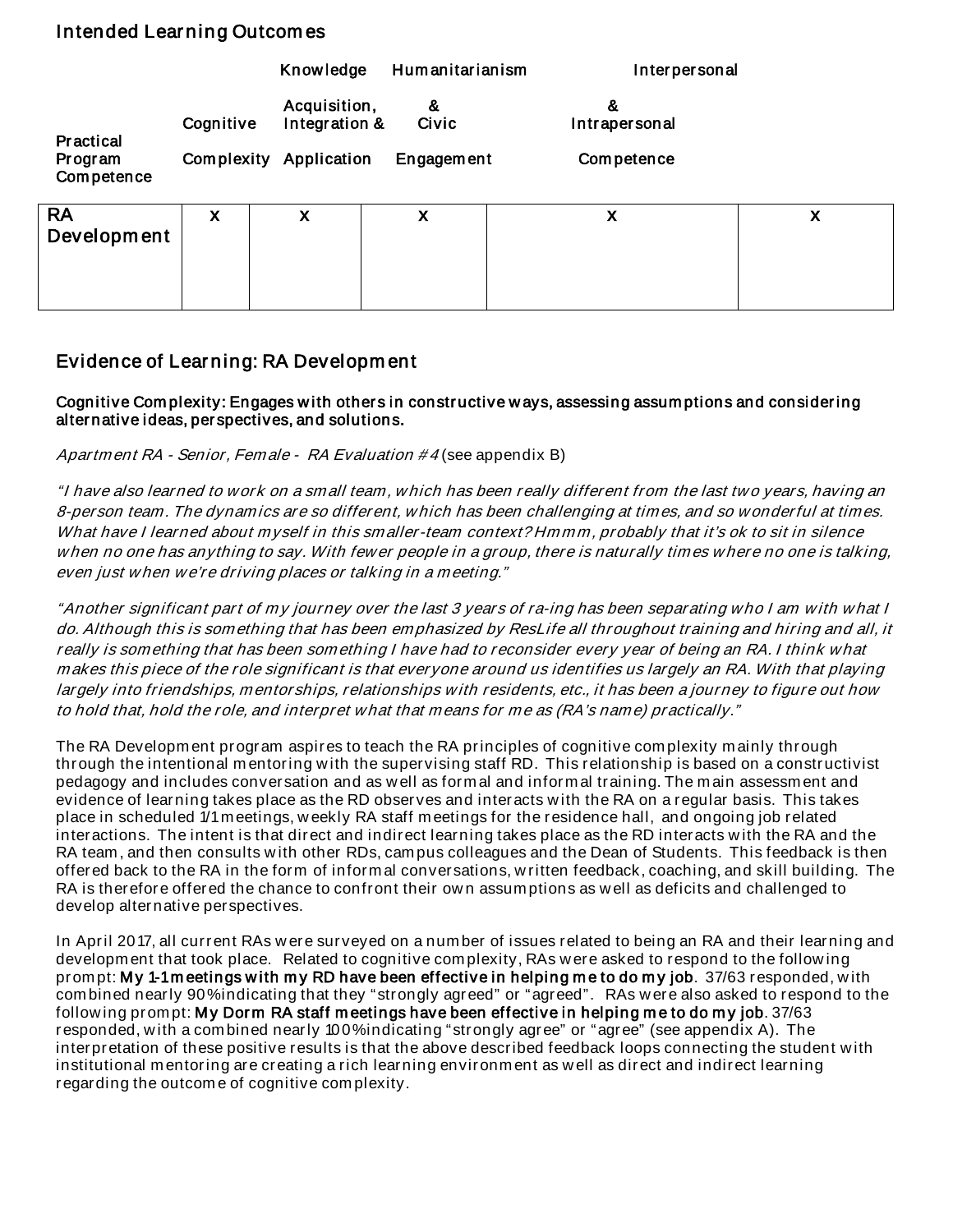## Intended Learning Outcomes

| | Practical Program Competence | Cognitive Complexity | Knowledge Acquisition, Integration & Application | Humanitarianism & Civic Engagement | Interpersonal & Intrapersonal Competence |
|---|---|---|---|---|---|
| RA Development | X | X | X | X | X |

## Evidence of Learning: RA Development

**Cognitive Complexity: Engages with others in constructive ways, assessing assumptions and considering alternative ideas, perspectives, and solutions.**

*Apartment RA - Senior, Female - RA Evaluation #4* (see appendix B)

*"I have also learned to work on a small team, which has been really different from the last two years, having an 8-person team. The dynamics are so different, which has been challenging at times, and so wonderful at times. What have I learned about myself in this smaller-team context? Hmmm, probably that it's ok to sit in silence when no one has anything to say. With fewer people in a group, there is naturally times where no one is talking, even just when we're driving places or talking in a meeting."*

*"Another significant part of my journey over the last 3 years of ra-ing has been separating who I am with what I do. Although this is something that has been emphasized by ResLife all throughout training and hiring and all, it really is something that has been something I have had to reconsider every year of being an RA. I think what makes this piece of the role significant is that everyone around us identifies us largely an RA. With that playing largely into friendships, mentorships, relationships with residents, etc., it has been a journey to figure out how to hold that, hold the role, and interpret what that means for me as (RA's name) practically."*

The RA Development program aspires to teach the RA principles of cognitive complexity mainly through through the intentional mentoring with the supervising staff RD. This relationship is based on a constructivist pedagogy and includes conversation and as well as formal and informal training. The main assessment and evidence of learning takes place as the RD observes and interacts with the RA on a regular basis. This takes place in scheduled 1/1 meetings, weekly RA staff meetings for the residence hall, and ongoing job related interactions. The intent is that direct and indirect learning takes place as the RD interacts with the RA and the RA team, and then consults with other RDs, campus colleagues and the Dean of Students. This feedback is then offered back to the RA in the form of informal conversations, written feedback, coaching, and skill building. The RA is therefore offered the chance to confront their own assumptions as well as deficits and challenged to develop alternative perspectives.

In April 2017, all current RAs were surveyed on a number of issues related to being an RA and their learning and development that took place. Related to cognitive complexity, RAs were asked to respond to the following prompt: **My 1-1 meetings with my RD have been effective in helping me to do my job**. 37/63 responded, with combined nearly 90% indicating that they "strongly agreed" or "agreed". RAs were also asked to respond to the following prompt: **My Dorm RA staff meetings have been effective in helping me to do my job**. 37/63 responded, with a combined nearly 100% indicating "strongly agree" or "agree" (see appendix A). The interpretation of these positive results is that the above described feedback loops connecting the student with institutional mentoring are creating a rich learning environment as well as direct and indirect learning regarding the outcome of cognitive complexity.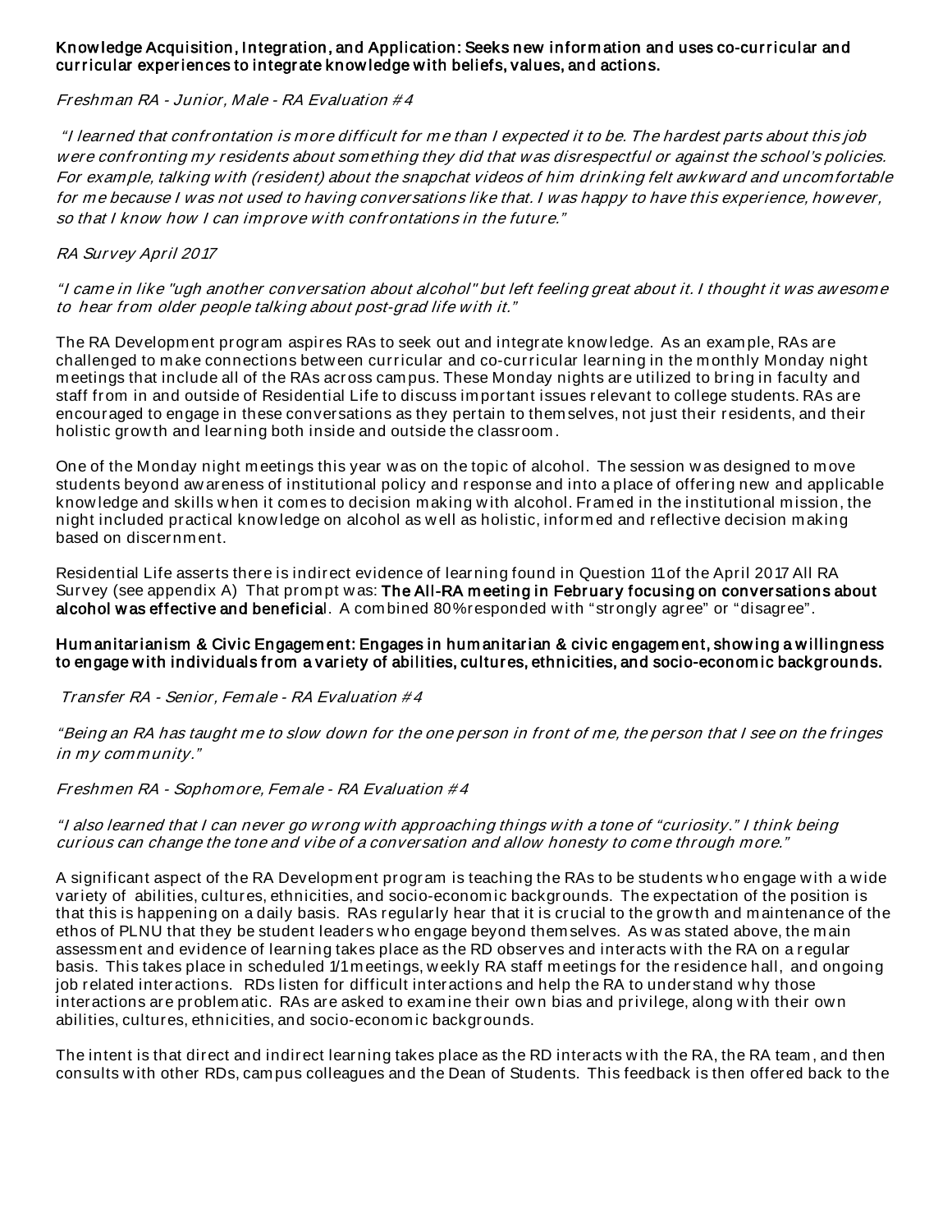**Knowledge Acquisition, Integration, and Application: Seeks new information and uses co-curricular and curricular experiences to integrate knowledge with beliefs, values, and actions.**

*Freshman RA - Junior, Male - RA Evaluation #4*

*"I learned that confrontation is more difficult for me than I expected it to be. The hardest parts about this job were confronting my residents about something they did that was disrespectful or against the school's policies. For example, talking with (resident) about the snapchat videos of him drinking felt awkward and uncomfortable for me because I was not used to having conversations like that. I was happy to have this experience, however, so that I know how I can improve with confrontations in the future."*

*RA Survey April 2017*

*"I came in like "ugh another conversation about alcohol" but left feeling great about it. I thought it was awesome to hear from older people talking about post-grad life with it."*

The RA Development program aspires RAs to seek out and integrate knowledge. As an example, RAs are challenged to make connections between curricular and co-curricular learning in the monthly Monday night meetings that include all of the RAs across campus. These Monday nights are utilized to bring in faculty and staff from in and outside of Residential Life to discuss important issues relevant to college students. RAs are encouraged to engage in these conversations as they pertain to themselves, not just their residents, and their holistic growth and learning both inside and outside the classroom.

One of the Monday night meetings this year was on the topic of alcohol. The session was designed to move students beyond awareness of institutional policy and response and into a place of offering new and applicable knowledge and skills when it comes to decision making with alcohol. Framed in the institutional mission, the night included practical knowledge on alcohol as well as holistic, informed and reflective decision making based on discernment.

Residential Life asserts there is indirect evidence of learning found in Question 11 of the April 2017 All RA Survey (see appendix A) That prompt was: **The All-RA meeting in February focusing on conversations about alcohol was effective and beneficia**l. A combined 80% responded with "strongly agree" or "disagree".

**Humanitarianism & Civic Engagement: Engages in humanitarian & civic engagement, showing a willingness to engage with individuals from a variety of abilities, cultures, ethnicities, and socio-economic backgrounds.**

*Transfer RA - Senior, Female - RA Evaluation #4*

*"Being an RA has taught me to slow down for the one person in front of me, the person that I see on the fringes in my community."*

*Freshmen RA - Sophomore, Female - RA Evaluation #4*

*"I also learned that I can never go wrong with approaching things with a tone of "curiosity." I think being curious can change the tone and vibe of a conversation and allow honesty to come through more."*

A significant aspect of the RA Development program is teaching the RAs to be students who engage with a wide variety of abilities, cultures, ethnicities, and socio-economic backgrounds. The expectation of the position is that this is happening on a daily basis. RAs regularly hear that it is crucial to the growth and maintenance of the ethos of PLNU that they be student leaders who engage beyond themselves. As was stated above, the main assessment and evidence of learning takes place as the RD observes and interacts with the RA on a regular basis. This takes place in scheduled 1/1 meetings, weekly RA staff meetings for the residence hall, and ongoing job related interactions. RDs listen for difficult interactions and help the RA to understand why those interactions are problematic. RAs are asked to examine their own bias and privilege, along with their own abilities, cultures, ethnicities, and socio-economic backgrounds.

The intent is that direct and indirect learning takes place as the RD interacts with the RA, the RA team, and then consults with other RDs, campus colleagues and the Dean of Students. This feedback is then offered back to the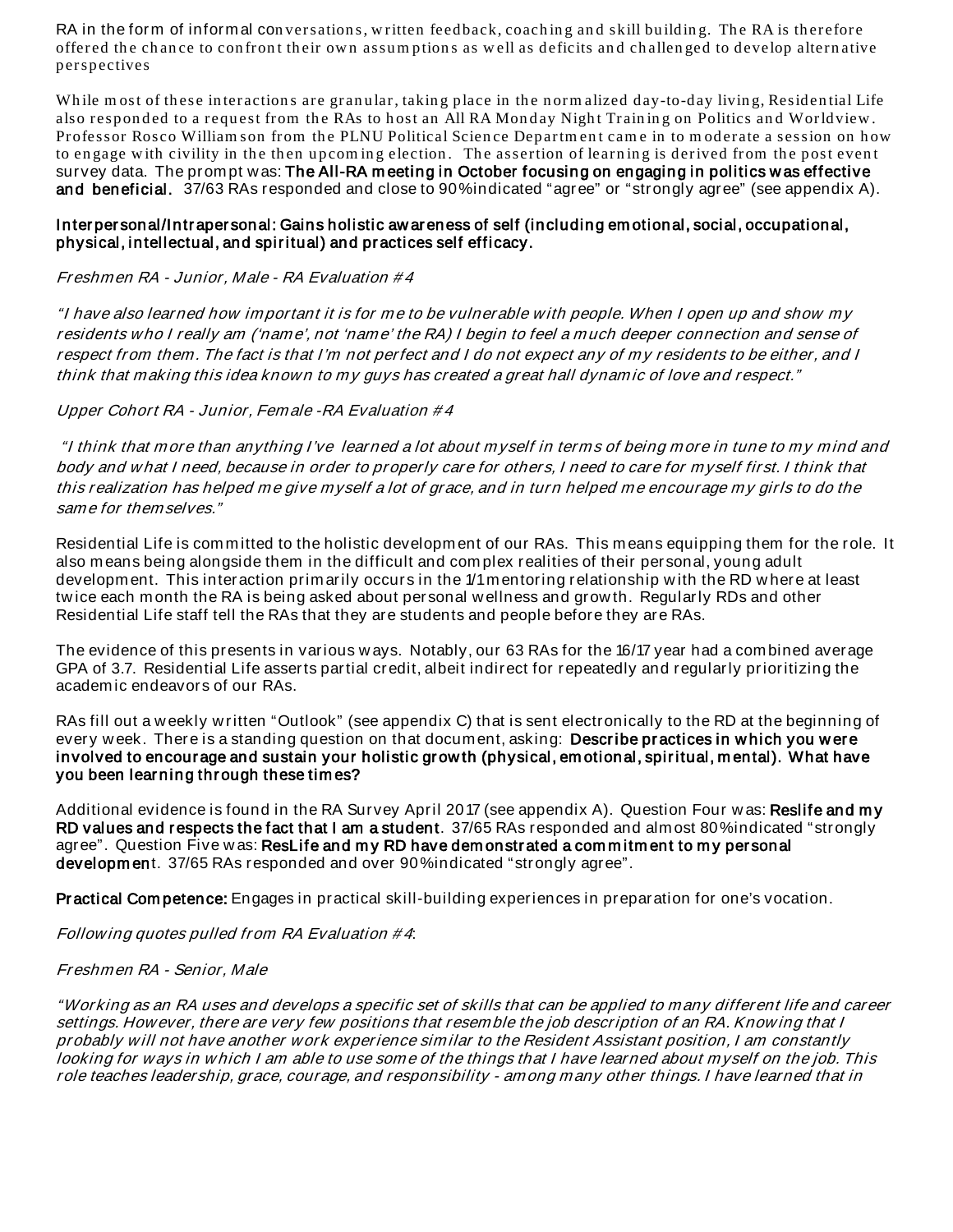RA in the form of informal conversations, written feedback, coaching and skill building. The RA is therefore offered the chance to confront their own assumptions as well as deficits and challenged to develop alternative perspectives

While most of these interactions are granular, taking place in the normalized day-to-day living, Residential Life also responded to a request from the RAs to host an All RA Monday Night Training on Politics and Worldview. Professor Rosco Williamson from the PLNU Political Science Department came in to moderate a session on how to engage with civility in the then upcoming election. The assertion of learning is derived from the post event survey data. The prompt was: **The All-RA meeting in October focusing on engaging in politics was effective and beneficial.** 37/63 RAs responded and close to 90% indicated "agree" or "strongly agree" (see appendix A).

**Interpersonal/Intrapersonal: Gains holistic awareness of self (including emotional, social, occupational, physical, intellectual, and spiritual) and practices self efficacy.**

*Freshmen RA - Junior, Male - RA Evaluation #4*

*"I have also learned how important it is for me to be vulnerable with people. When I open up and show my residents who I really am ('name', not 'name' the RA) I begin to feel a much deeper connection and sense of respect from them. The fact is that I'm not perfect and I do not expect any of my residents to be either, and I think that making this idea known to my guys has created a great hall dynamic of love and respect."*

*Upper Cohort RA - Junior, Female -RA Evaluation #4*

*"I think that more than anything I've learned a lot about myself in terms of being more in tune to my mind and body and what I need, because in order to properly care for others, I need to care for myself first. I think that this realization has helped me give myself a lot of grace, and in turn helped me encourage my girls to do the same for themselves."*

Residential Life is committed to the holistic development of our RAs. This means equipping them for the role. It also means being alongside them in the difficult and complex realities of their personal, young adult development. This interaction primarily occurs in the 1/1 mentoring relationship with the RD where at least twice each month the RA is being asked about personal wellness and growth. Regularly RDs and other Residential Life staff tell the RAs that they are students and people before they are RAs.

The evidence of this presents in various ways. Notably, our 63 RAs for the 16/17 year had a combined average GPA of 3.7. Residential Life asserts partial credit, albeit indirect for repeatedly and regularly prioritizing the academic endeavors of our RAs.

RAs fill out a weekly written "Outlook" (see appendix C) that is sent electronically to the RD at the beginning of every week. There is a standing question on that document, asking: **Describe practices in which you were involved to encourage and sustain your holistic growth (physical, emotional, spiritual, mental). What have you been learning through these times?**

Additional evidence is found in the RA Survey April 2017 (see appendix A). Question Four was: **Reslife and my RD values and respects the fact that I am a student**. 37/65 RAs responded and almost 80% indicated "strongly agree". Question Five was: **ResLife and my RD have demonstrated a commitment to my personal development**. 37/65 RAs responded and over 90% indicated "strongly agree".

**Practical Competence:** Engages in practical skill-building experiences in preparation for one's vocation.

*Following quotes pulled from RA Evaluation #4*:

*Freshmen RA - Senior, Male*

*"Working as an RA uses and develops a specific set of skills that can be applied to many different life and career settings. However, there are very few positions that resemble the job description of an RA. Knowing that I probably will not have another work experience similar to the Resident Assistant position, I am constantly looking for ways in which I am able to use some of the things that I have learned about myself on the job. This role teaches leadership, grace, courage, and responsibility - among many other things. I have learned that in*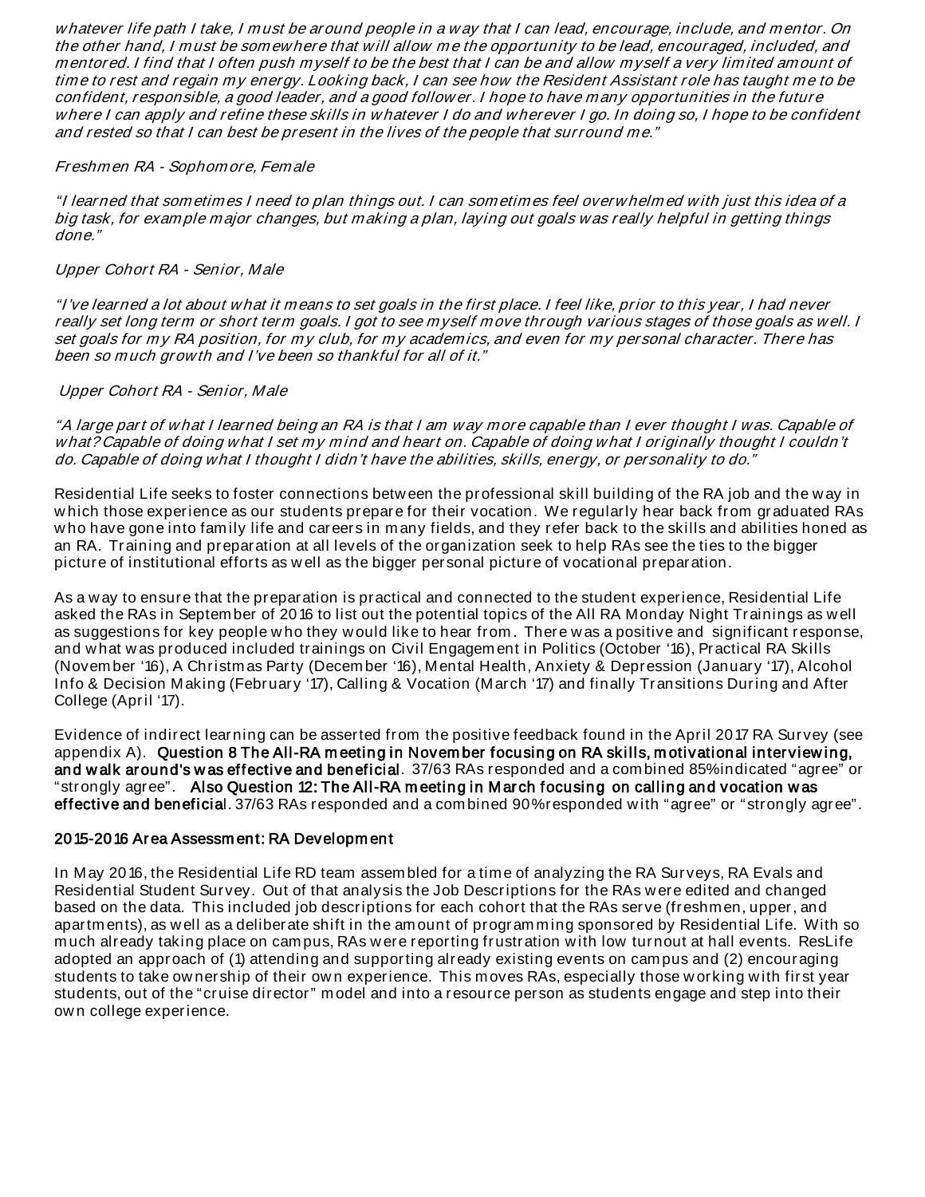*whatever life path I take, I must be around people in a way that I can lead, encourage, include, and mentor. On the other hand, I must be somewhere that will allow me the opportunity to be lead, encouraged, included, and mentored. I find that I often push myself to be the best that I can be and allow myself a very limited amount of time to rest and regain my energy. Looking back, I can see how the Resident Assistant role has taught me to be confident, responsible, a good leader, and a good follower. I hope to have many opportunities in the future where I can apply and refine these skills in whatever I do and wherever I go. In doing so, I hope to be confident and rested so that I can best be present in the lives of the people that surround me."*

*Freshmen RA - Sophomore, Female*

*"I learned that sometimes I need to plan things out. I can sometimes feel overwhelmed with just this idea of a big task, for example major changes, but making a plan, laying out goals was really helpful in getting things done."*

*Upper Cohort RA - Senior, Male*

*"I've learned a lot about what it means to set goals in the first place. I feel like, prior to this year, I had never really set long term or short term goals. I got to see myself move through various stages of those goals as well. I set goals for my RA position, for my club, for my academics, and even for my personal character. There has been so much growth and I've been so thankful for all of it."*

*Upper Cohort RA - Senior, Male*

*"A large part of what I learned being an RA is that I am way more capable than I ever thought I was. Capable of what? Capable of doing what I set my mind and heart on. Capable of doing what I originally thought I couldn't do. Capable of doing what I thought I didn't have the abilities, skills, energy, or personality to do."*

Residential Life seeks to foster connections between the professional skill building of the RA job and the way in which those experience as our students prepare for their vocation. We regularly hear back from graduated RAs who have gone into family life and careers in many fields, and they refer back to the skills and abilities honed as an RA. Training and preparation at all levels of the organization seek to help RAs see the ties to the bigger picture of institutional efforts as well as the bigger personal picture of vocational preparation.

As a way to ensure that the preparation is practical and connected to the student experience, Residential Life asked the RAs in September of 2016 to list out the potential topics of the All RA Monday Night Trainings as well as suggestions for key people who they would like to hear from. There was a positive and significant response, and what was produced included trainings on Civil Engagement in Politics (October '16), Practical RA Skills (November '16), A Christmas Party (December '16), Mental Health, Anxiety & Depression (January '17), Alcohol Info & Decision Making (February '17), Calling & Vocation (March '17) and finally Transitions During and After College (April '17).

Evidence of indirect learning can be asserted from the positive feedback found in the April 2017 RA Survey (see appendix A). **Question 8 The All-RA meeting in November focusing on RA skills, motivational interviewing, and walk around's was effective and beneficial**. 37/63 RAs responded and a combined 85% indicated "agree" or "strongly agree". **Also Question 12: The All-RA meeting in March focusing on calling and vocation was effective and beneficial**. 37/63 RAs responded and a combined 90% responded with "agree" or "strongly agree".

## 2015-2016 Area Assessment: RA Development

In May 2016, the Residential Life RD team assembled for a time of analyzing the RA Surveys, RA Evals and Residential Student Survey. Out of that analysis the Job Descriptions for the RAs were edited and changed based on the data. This included job descriptions for each cohort that the RAs serve (freshmen, upper, and apartments), as well as a deliberate shift in the amount of programming sponsored by Residential Life. With so much already taking place on campus, RAs were reporting frustration with low turnout at hall events. ResLife adopted an approach of (1) attending and supporting already existing events on campus and (2) encouraging students to take ownership of their own experience. This moves RAs, especially those working with first year students, out of the "cruise director" model and into a resource person as students engage and step into their own college experience.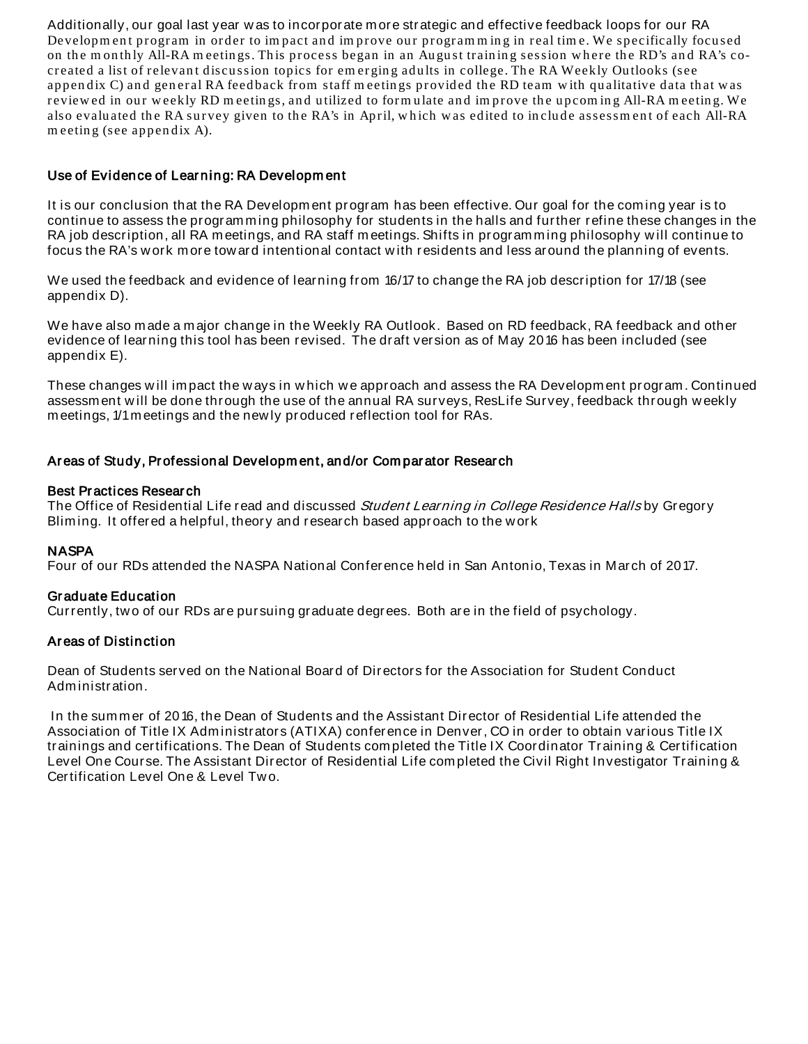Additionally, our goal last year was to incorporate more strategic and effective feedback loops for our RA Development program in order to impact and improve our programming in real time. We specifically focused on the monthly All-RA meetings. This process began in an August training session where the RD's and RA's co-created a list of relevant discussion topics for emerging adults in college. The RA Weekly Outlooks (see appendix C) and general RA feedback from staff meetings provided the RD team with qualitative data that was reviewed in our weekly RD meetings, and utilized to formulate and improve the upcoming All-RA meeting. We also evaluated the RA survey given to the RA's in April, which was edited to include assessment of each All-RA meeting (see appendix A).

## Use of Evidence of Learning: RA Development

It is our conclusion that the RA Development program has been effective. Our goal for the coming year is to continue to assess the programming philosophy for students in the halls and further refine these changes in the RA job description, all RA meetings, and RA staff meetings. Shifts in programming philosophy will continue to focus the RA's work more toward intentional contact with residents and less around the planning of events.

We used the feedback and evidence of learning from 16/17 to change the RA job description for 17/18 (see appendix D).

We have also made a major change in the Weekly RA Outlook. Based on RD feedback, RA feedback and other evidence of learning this tool has been revised. The draft version as of May 2016 has been included (see appendix E).

These changes will impact the ways in which we approach and assess the RA Development program. Continued assessment will be done through the use of the annual RA surveys, ResLife Survey, feedback through weekly meetings, 1/1 meetings and the newly produced reflection tool for RAs.

## Areas of Study, Professional Development, and/or Comparator Research

### Best Practices Research

The Office of Residential Life read and discussed *Student Learning in College Residence Halls* by Gregory Bliming. It offered a helpful, theory and research based approach to the work

### NASPA

Four of our RDs attended the NASPA National Conference held in San Antonio, Texas in March of 2017.

### Graduate Education

Currently, two of our RDs are pursuing graduate degrees. Both are in the field of psychology.

### Areas of Distinction

Dean of Students served on the National Board of Directors for the Association for Student Conduct Administration.

In the summer of 2016, the Dean of Students and the Assistant Director of Residential Life attended the Association of Title IX Administrators (ATIXA) conference in Denver, CO in order to obtain various Title IX trainings and certifications. The Dean of Students completed the Title IX Coordinator Training & Certification Level One Course. The Assistant Director of Residential Life completed the Civil Right Investigator Training & Certification Level One & Level Two.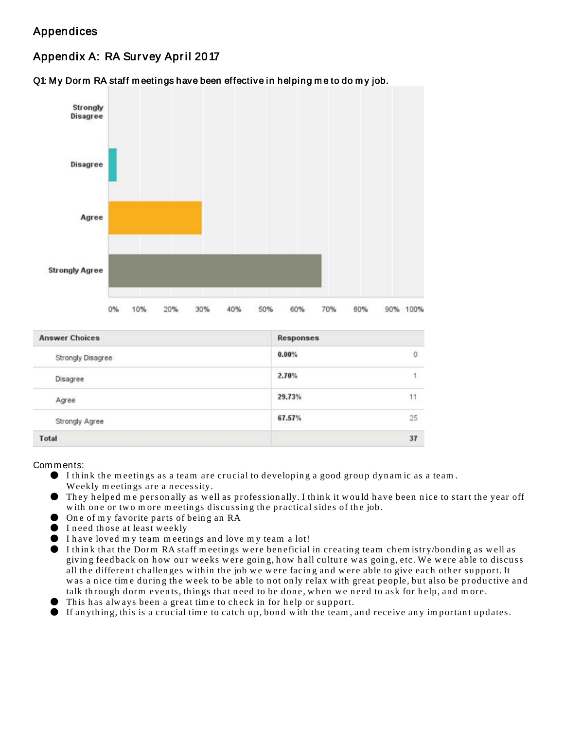# Appendices

## Appendix A: RA Survey April 2017

### Q1: My Dorm RA staff meetings have been effective in helping me to do my job.

Strongly Disagree

Disagree

Agree

Strongly Agree

0% 10% 20% 30% 40% 50% 60% 70% 80% 90% 100%

| Answer Choices | Responses | |
|---|---|---|
| Strongly Disagree | 0.00% | 0 |
| Disagree | 2.70% | 1 |
| Agree | 29.73% | 11 |
| Strongly Agree | 67.57% | 25 |
| **Total** | | **37** |

Comments:

- I think the meetings as a team are crucial to developing a good group dynamic as a team. Weekly meetings are a necessity.
- They helped me personally as well as professionally. I think it would have been nice to start the year off with one or two more meetings discussing the practical sides of the job.
- One of my favorite parts of being an RA
- I need those at least weekly
- I have loved my team meetings and love my team a lot!
- I think that the Dorm RA staff meetings were beneficial in creating team chemistry/bonding as well as giving feedback on how our weeks were going, how hall culture was going, etc. We were able to discuss all the different challenges within the job we were facing and were able to give each other support. It was a nice time during the week to be able to not only relax with great people, but also be productive and talk through dorm events, things that need to be done, when we need to ask for help, and more.
- This has always been a great time to check in for help or support.
- If anything, this is a crucial time to catch up, bond with the team, and receive any important updates.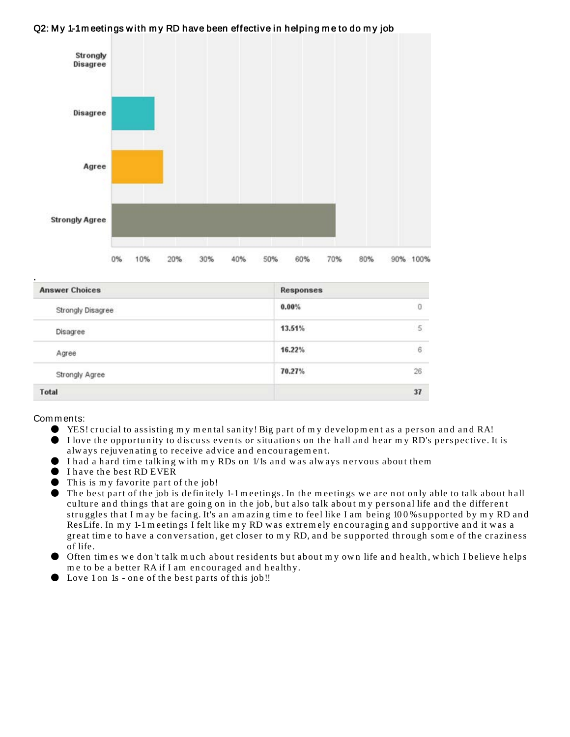Q2: My 1-1 meetings with my RD have been effective in helping me to do my job

Strongly Disagree

Disagree

Agree

Strongly Agree

0% 10% 20% 30% 40% 50% 60% 70% 80% 90% 100%

| Answer Choices | Responses | |
|---|---|---|
| Strongly Disagree | 0.00% | 0 |
| Disagree | 13.51% | 5 |
| Agree | 16.22% | 6 |
| Strongly Agree | 70.27% | 26 |
| **Total** | | **37** |

Comments:

- YES! crucial to assisting my mental sanity! Big part of my development as a person and and RA!
- I love the opportunity to discuss events or situations on the hall and hear my RD's perspective. It is always rejuvenating to receive advice and encouragement.
- I had a hard time talking with my RDs on 1/1s and was always nervous about them
- I have the best RD EVER
- This is my favorite part of the job!
- The best part of the job is definitely 1-1 meetings. In the meetings we are not only able to talk about hall culture and things that are going on in the job, but also talk about my personal life and the different struggles that I may be facing. It's an amazing time to feel like I am being 100%supported by my RD and ResLife. In my 1-1 meetings I felt like my RD was extremely encouraging and supportive and it was a great time to have a conversation, get closer to my RD, and be supported through some of the craziness of life.
- Often times we don't talk much about residents but about my own life and health, which I believe helps me to be a better RA if I am encouraged and healthy.
- Love 1 on 1s - one of the best parts of this job!!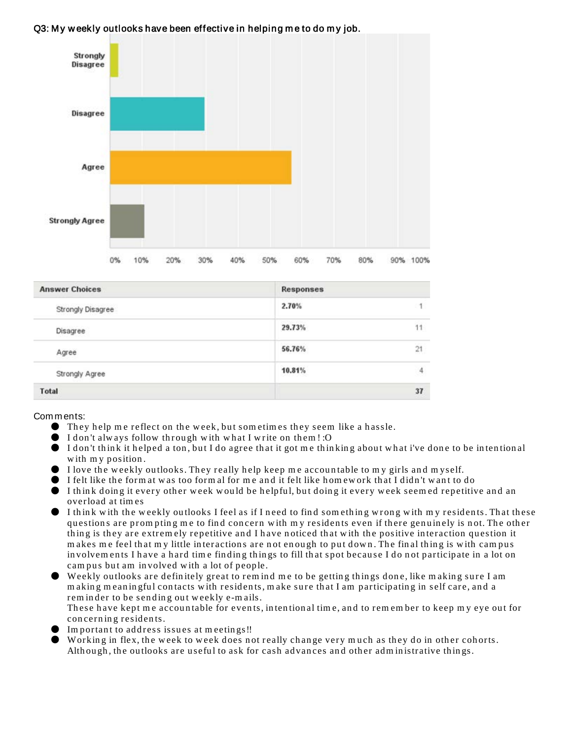Q3: My weekly outlooks have been effective in helping me to do my job.

Strongly Disagree

Disagree

Agree

Strongly Agree

0% 10% 20% 30% 40% 50% 60% 70% 80% 90% 100%

| Answer Choices | Responses | |
|---|---|---|
| Strongly Disagree | 2.70% | 1 |
| Disagree | 29.73% | 11 |
| Agree | 56.76% | 21 |
| Strongly Agree | 10.81% | 4 |
| Total | | 37 |

Comments:

- They help me reflect on the week, but sometimes they seem like a hassle.
- I don't always follow through with what I write on them! :O
- I don't think it helped a ton, but I do agree that it got me thinking about what i've done to be intentional with my position.
- I love the weekly outlooks. They really help keep me accountable to my girls and myself.
- I felt like the format was too formal for me and it felt like homework that I didn't want to do
- I think doing it every other week would be helpful, but doing it every week seemed repetitive and an overload at times
- I think with the weekly outlooks I feel as if I need to find something wrong with my residents. That these questions are prompting me to find concern with my residents even if there genuinely is not. The other thing is they are extremely repetitive and I have noticed that with the positive interaction question it makes me feel that my little interactions are not enough to put down. The final thing is with campus involvements I have a hard time finding things to fill that spot because I do not participate in a lot on campus but am involved with a lot of people.
- Weekly outlooks are definitely great to remind me to be getting things done, like making sure I am making meaningful contacts with residents, make sure that I am participating in self care, and a reminder to be sending out weekly e-mails.
  These have kept me accountable for events, intentional time, and to remember to keep my eye out for concerning residents.
- Important to address issues at meetings!!
- Working in flex, the week to week does not really change very much as they do in other cohorts. Although, the outlooks are useful to ask for cash advances and other administrative things.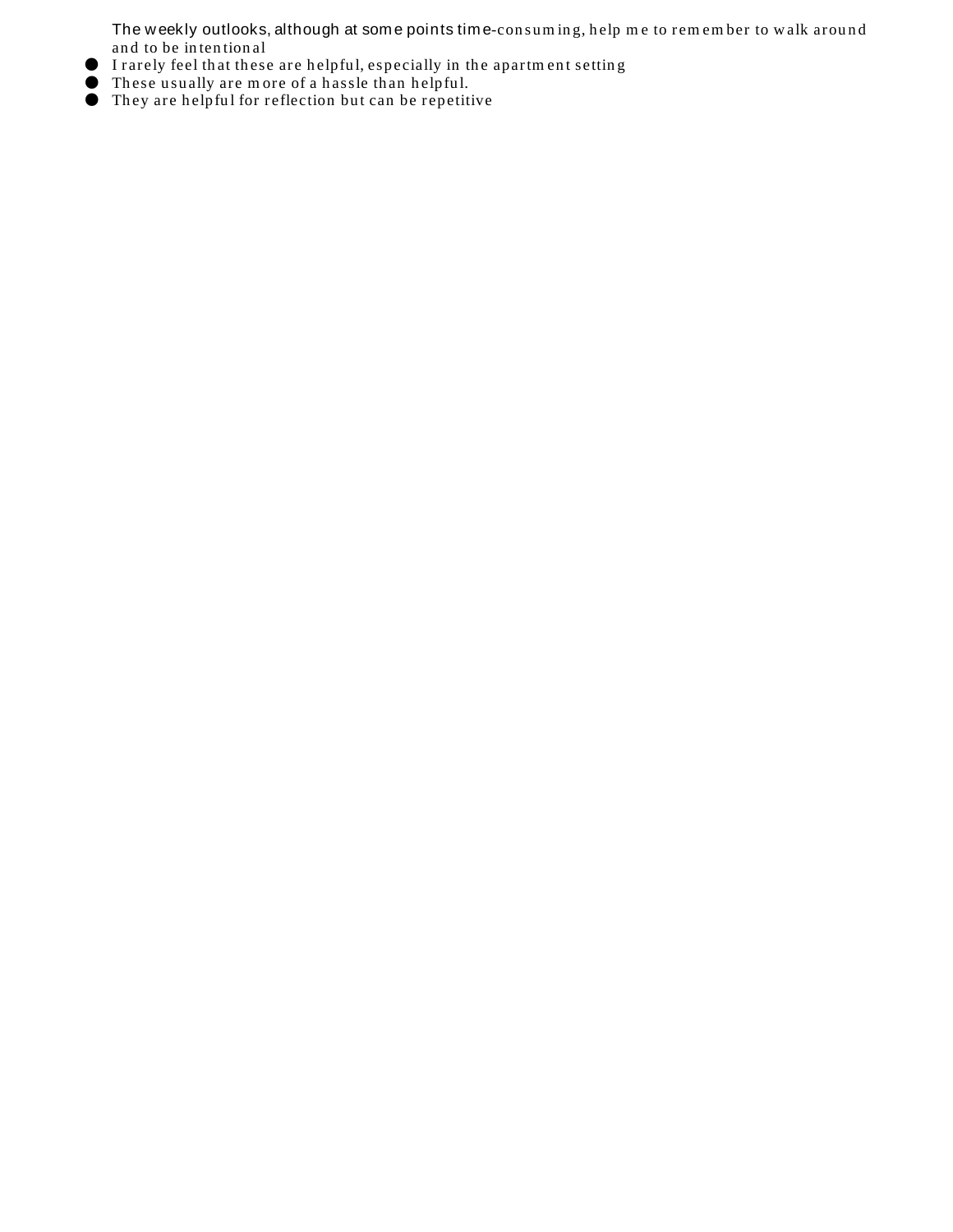The weekly outlooks, although at some points time-consuming, help me to remember to walk around and to be intentional

- I rarely feel that these are helpful, especially in the apartment setting
- These usually are more of a hassle than helpful.
- They are helpful for reflection but can be repetitive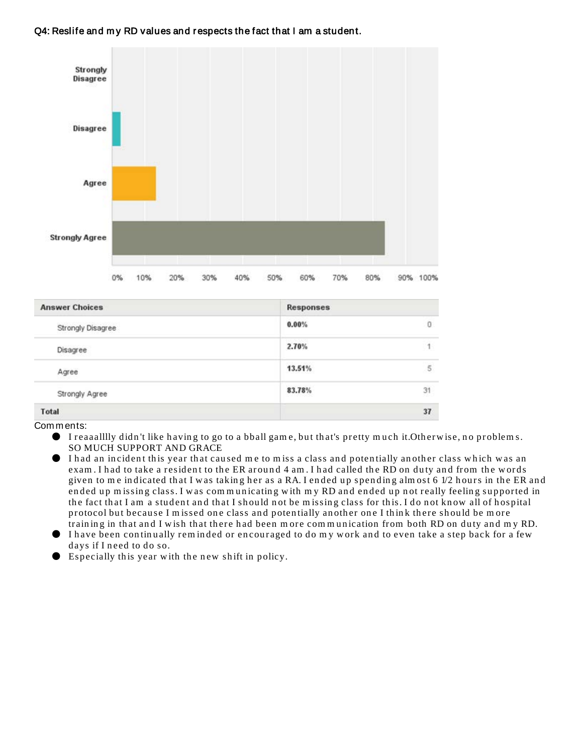## Q4: Reslife and my RD values and respects the fact that I am a student.

Strongly Disagree
Disagree
Agree
Strongly Agree

0% 10% 20% 30% 40% 50% 60% 70% 80% 90% 100%

| Answer Choices | Responses | |
|---|---|---|
| Strongly Disagree | 0.00% | 0 |
| Disagree | 2.70% | 1 |
| Agree | 13.51% | 5 |
| Strongly Agree | 83.78% | 31 |
| Total | | 37 |

Comments:

- I reaaalllly didn't like having to go to a bball game, but that's pretty much it.Otherwise, no problems. SO MUCH SUPPORT AND GRACE
- I had an incident this year that caused me to miss a class and potentially another class which was an exam. I had to take a resident to the ER around 4 am. I had called the RD on duty and from the words given to me indicated that I was taking her as a RA. I ended up spending almost 6 1/2 hours in the ER and ended up missing class. I was communicating with my RD and ended up not really feeling supported in the fact that I am a student and that I should not be missing class for this. I do not know all of hospital protocol but because I missed one class and potentially another one I think there should be more training in that and I wish that there had been more communication from both RD on duty and my RD.
- I have been continually reminded or encouraged to do my work and to even take a step back for a few days if I need to do so.
- Especially this year with the new shift in policy.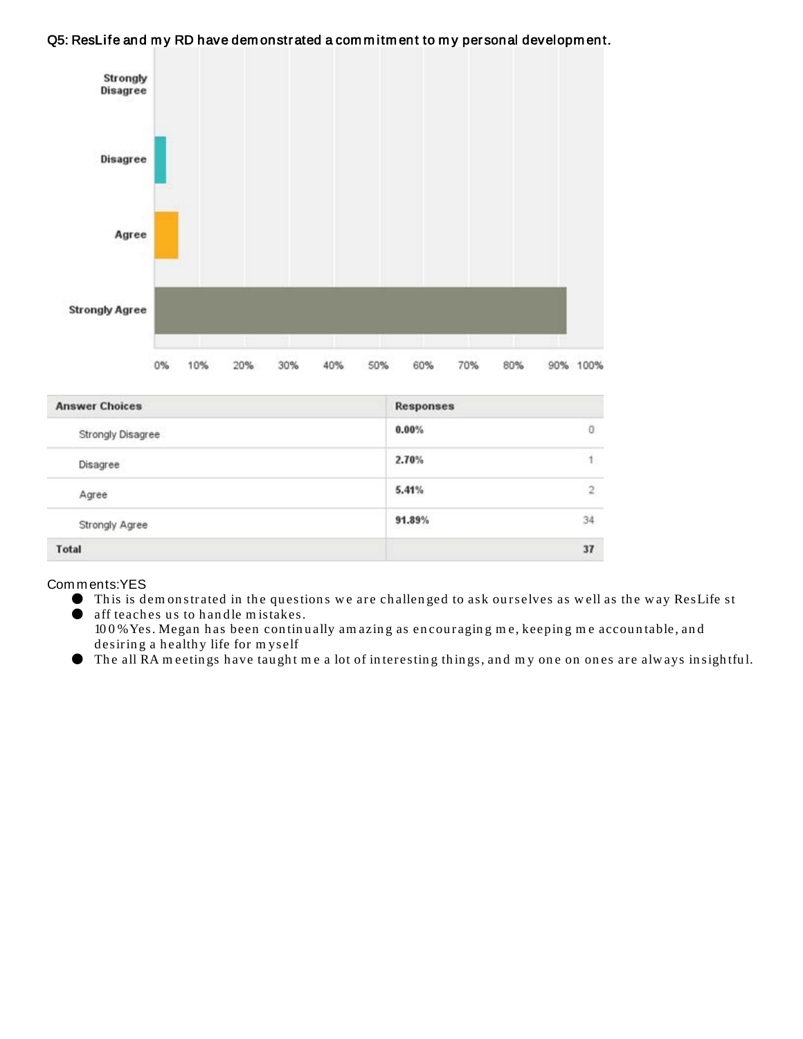Q5: ResLife and my RD have demonstrated a commitment to my personal development.

Strongly Disagree

Disagree

Agree

Strongly Agree

0% 10% 20% 30% 40% 50% 60% 70% 80% 90% 100%

| Answer Choices | Responses | |
|---|---|---|
| Strongly Disagree | 0.00% | 0 |
| Disagree | 2.70% | 1 |
| Agree | 5.41% | 2 |
| Strongly Agree | 91.89% | 34 |
| Total | | 37 |

Comments:YES

- This is demonstrated in the questions we are challenged to ask ourselves as well as the way ResLife st
- aff teaches us to handle mistakes.
  100%Yes. Megan has been continually amazing as encouraging me, keeping me accountable, and desiring a healthy life for myself
- The all RA meetings have taught me a lot of interesting things, and my one on ones are always insightful.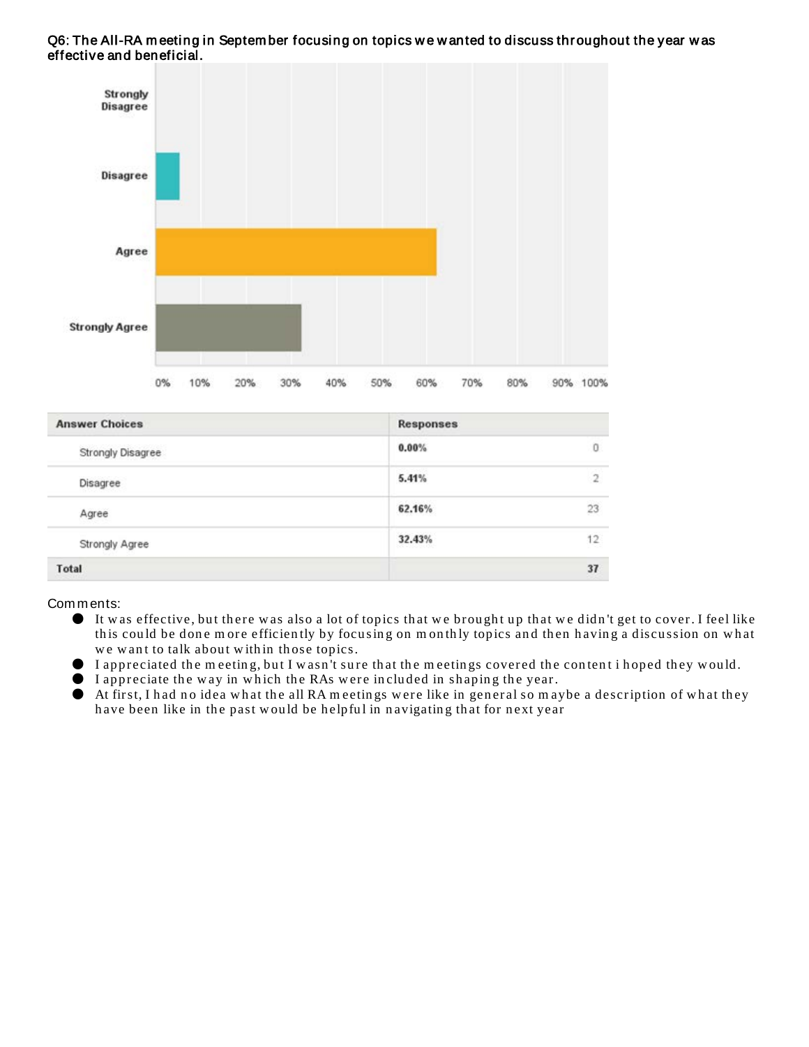Q6: The All-RA meeting in September focusing on topics we wanted to discuss throughout the year was effective and beneficial.

Strongly Disagree

Disagree

Agree

Strongly Agree

0% 10% 20% 30% 40% 50% 60% 70% 80% 90% 100%

| Answer Choices | Responses | |
|---|---|---|
| Strongly Disagree | 0.00% | 0 |
| Disagree | 5.41% | 2 |
| Agree | 62.16% | 23 |
| Strongly Agree | 32.43% | 12 |
| **Total** | | **37** |

Comments:

- It was effective, but there was also a lot of topics that we brought up that we didn't get to cover. I feel like this could be done more efficiently by focusing on monthly topics and then having a discussion on what we want to talk about within those topics.
- I appreciated the meeting, but I wasn't sure that the meetings covered the content i hoped they would.
- I appreciate the way in which the RAs were included in shaping the year.
- At first, I had no idea what the all RA meetings were like in general so maybe a description of what they have been like in the past would be helpful in navigating that for next year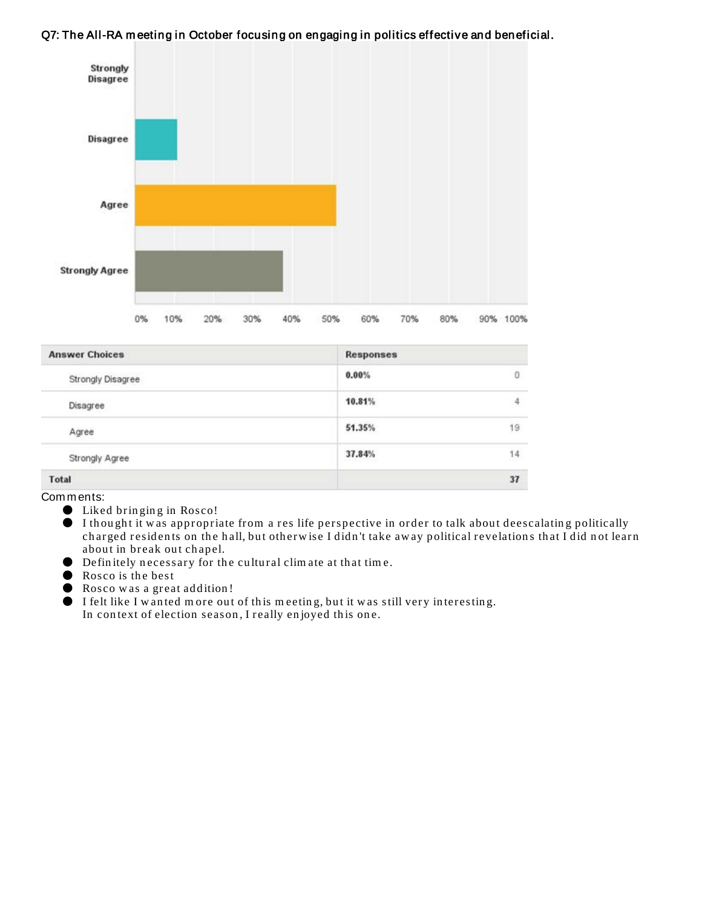Q7: The All-RA meeting in October focusing on engaging in politics effective and beneficial.

Strongly Disagree

Disagree

Agree

Strongly Agree

0% 10% 20% 30% 40% 50% 60% 70% 80% 90% 100%

| Answer Choices | Responses | |
|---|---|---|
| Strongly Disagree | 0.00% | 0 |
| Disagree | 10.81% | 4 |
| Agree | 51.35% | 19 |
| Strongly Agree | 37.84% | 14 |
| **Total** | | **37** |

Comments:

- Liked bringing in Rosco!
- I thought it was appropriate from a res life perspective in order to talk about deescalating politically charged residents on the hall, but otherwise I didn't take away political revelations that I did not learn about in break out chapel.
- Definitely necessary for the cultural climate at that time.
- Rosco is the best
- Rosco was a great addition!
- I felt like I wanted more out of this meeting, but it was still very interesting.
  In context of election season, I really enjoyed this one.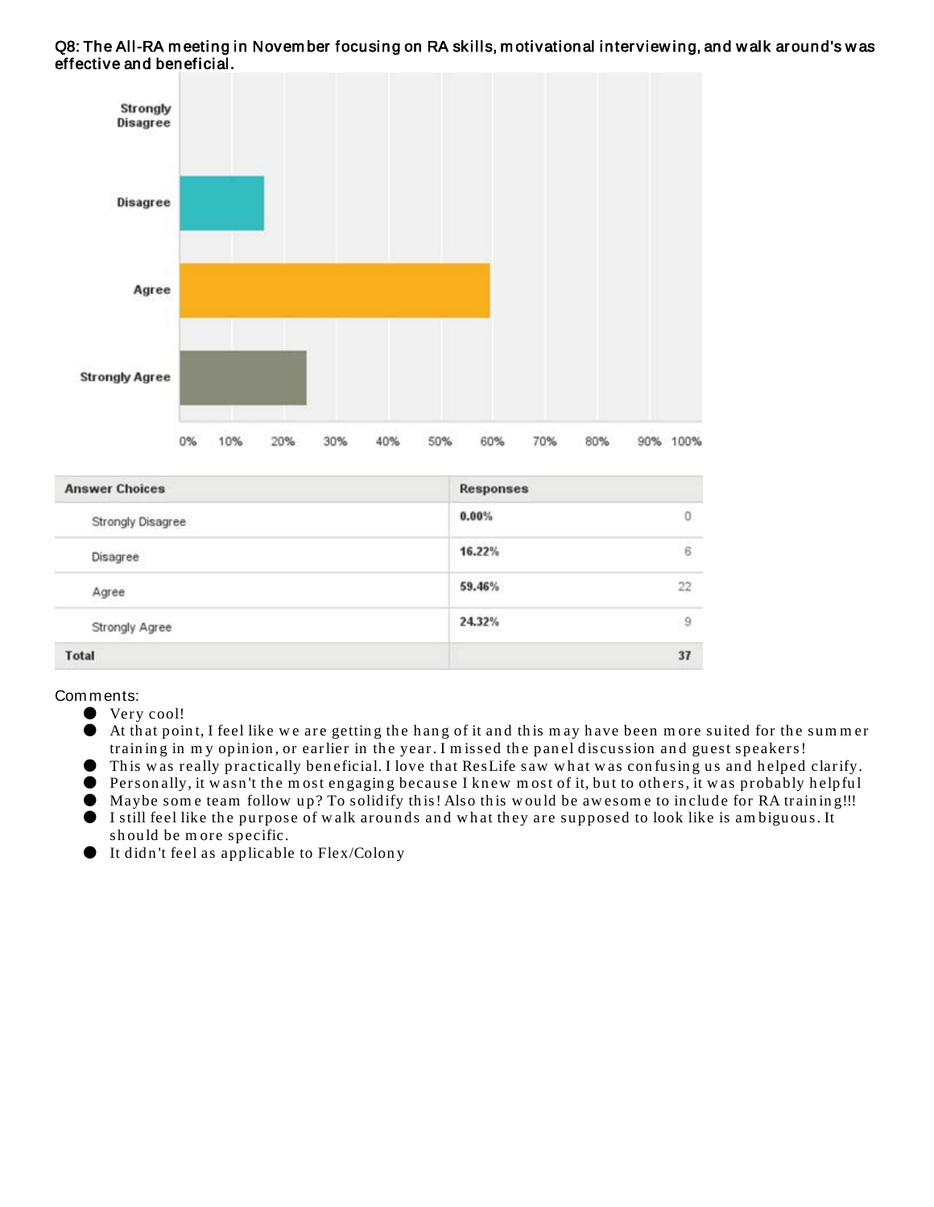Q8: The All-RA meeting in November focusing on RA skills, motivational interviewing, and walk around's was effective and beneficial.

Strongly Disagree

Disagree

Agree

Strongly Agree

0% 10% 20% 30% 40% 50% 60% 70% 80% 90% 100%

| Answer Choices | Responses | |
|---|---|---|
| Strongly Disagree | 0.00% | 0 |
| Disagree | 16.22% | 6 |
| Agree | 59.46% | 22 |
| Strongly Agree | 24.32% | 9 |
| **Total** | | **37** |

Comments:

- Very cool!
- At that point, I feel like we are getting the hang of it and this may have been more suited for the summer training in my opinion, or earlier in the year. I missed the panel discussion and guest speakers!
- This was really practically beneficial. I love that ResLife saw what was confusing us and helped clarify.
- Personally, it wasn't the most engaging because I knew most of it, but to others, it was probably helpful
- Maybe some team follow up? To solidify this! Also this would be awesome to include for RA training!!!
- I still feel like the purpose of walk arounds and what they are supposed to look like is ambiguous. It should be more specific.
- It didn't feel as applicable to Flex/Colony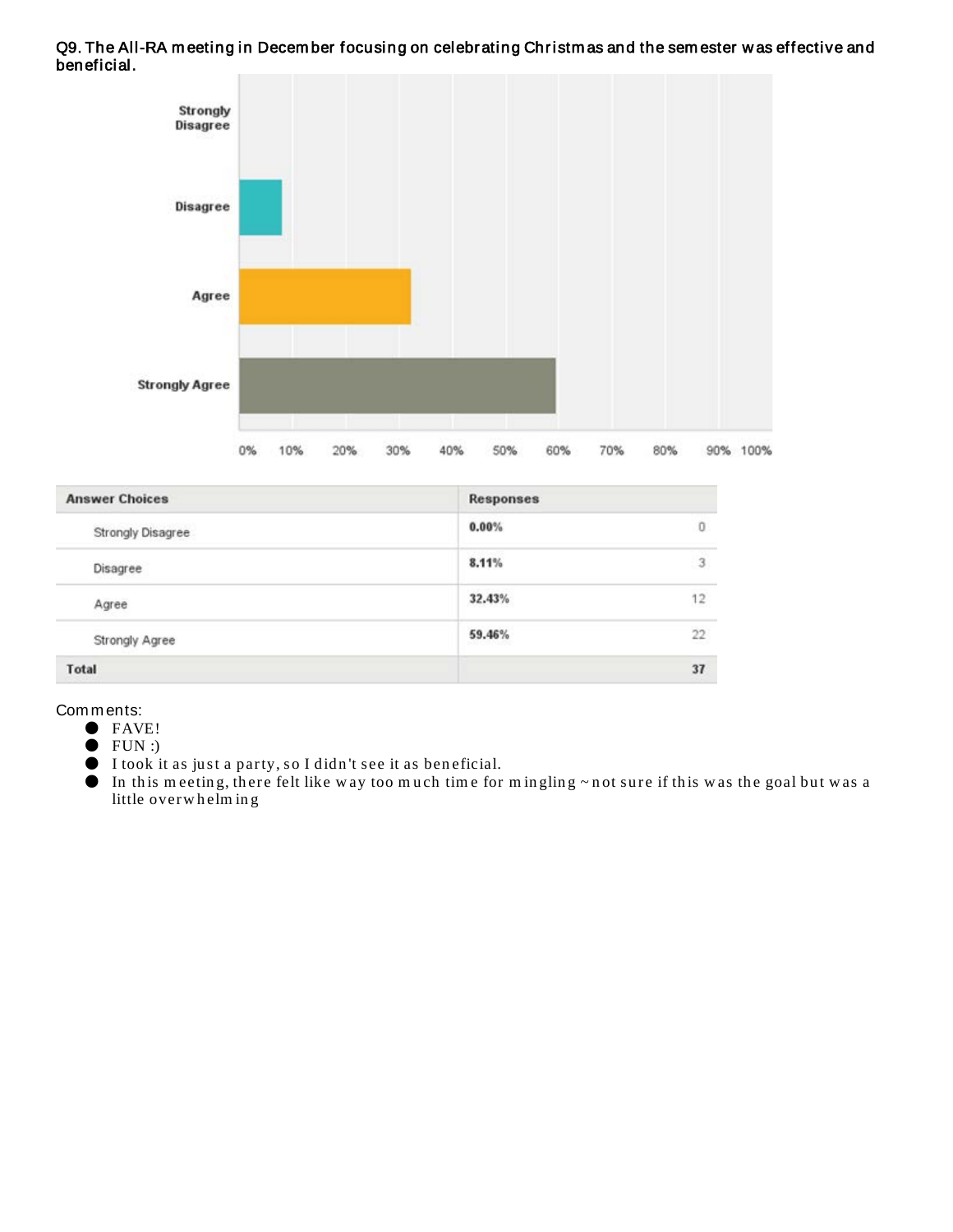Q9. The All-RA meeting in December focusing on celebrating Christmas and the semester was effective and beneficial.

Strongly Disagree

Disagree

Agree

Strongly Agree

0% 10% 20% 30% 40% 50% 60% 70% 80% 90% 100%

| Answer Choices | Responses | |
|---|---|---|
| Strongly Disagree | 0.00% | 0 |
| Disagree | 8.11% | 3 |
| Agree | 32.43% | 12 |
| Strongly Agree | 59.46% | 22 |
| **Total** | | **37** |

Comments:

- FAVE!
- FUN :)
- I took it as just a party, so I didn't see it as beneficial.
- In this meeting, there felt like way too much time for mingling ~ not sure if this was the goal but was a little overwhelming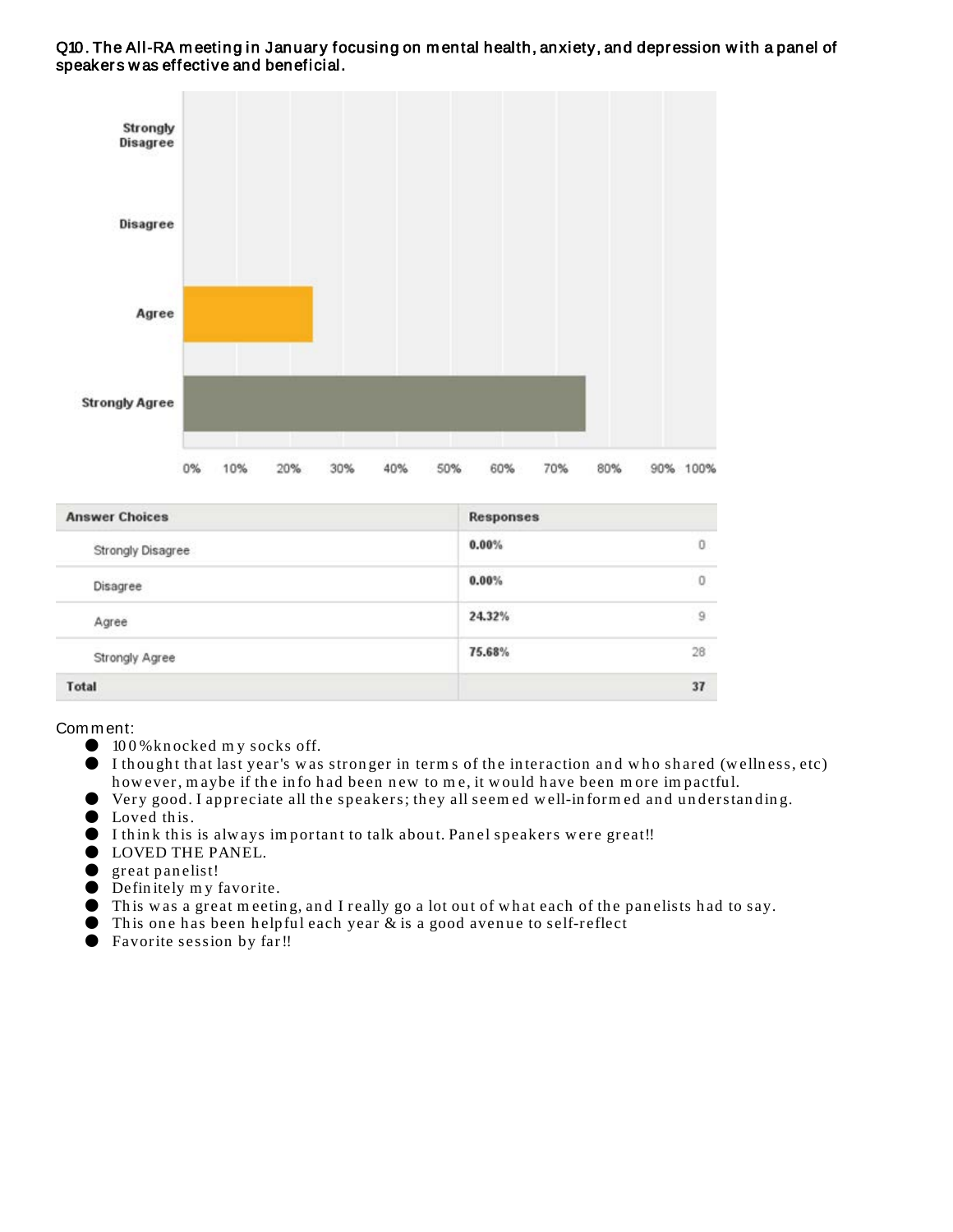Q10. The All-RA meeting in January focusing on mental health, anxiety, and depression with a panel of speakers was effective and beneficial.

Strongly Disagree

Disagree

Agree

Strongly Agree

0% 10% 20% 30% 40% 50% 60% 70% 80% 90% 100%

| Answer Choices | Responses | |
|---|---|---|
| Strongly Disagree | 0.00% | 0 |
| Disagree | 0.00% | 0 |
| Agree | 24.32% | 9 |
| Strongly Agree | 75.68% | 28 |
| **Total** | | **37** |

Comment:

- 100%knocked my socks off.
- I thought that last year's was stronger in terms of the interaction and who shared (wellness, etc) however, maybe if the info had been new to me, it would have been more impactful.
- Very good. I appreciate all the speakers; they all seemed well-informed and understanding.
- Loved this.
- I think this is always important to talk about. Panel speakers were great!!
- LOVED THE PANEL.
- great panelist!
- Definitely my favorite.
- This was a great meeting, and I really go a lot out of what each of the panelists had to say.
- This one has been helpful each year & is a good avenue to self-reflect
- Favorite session by far!!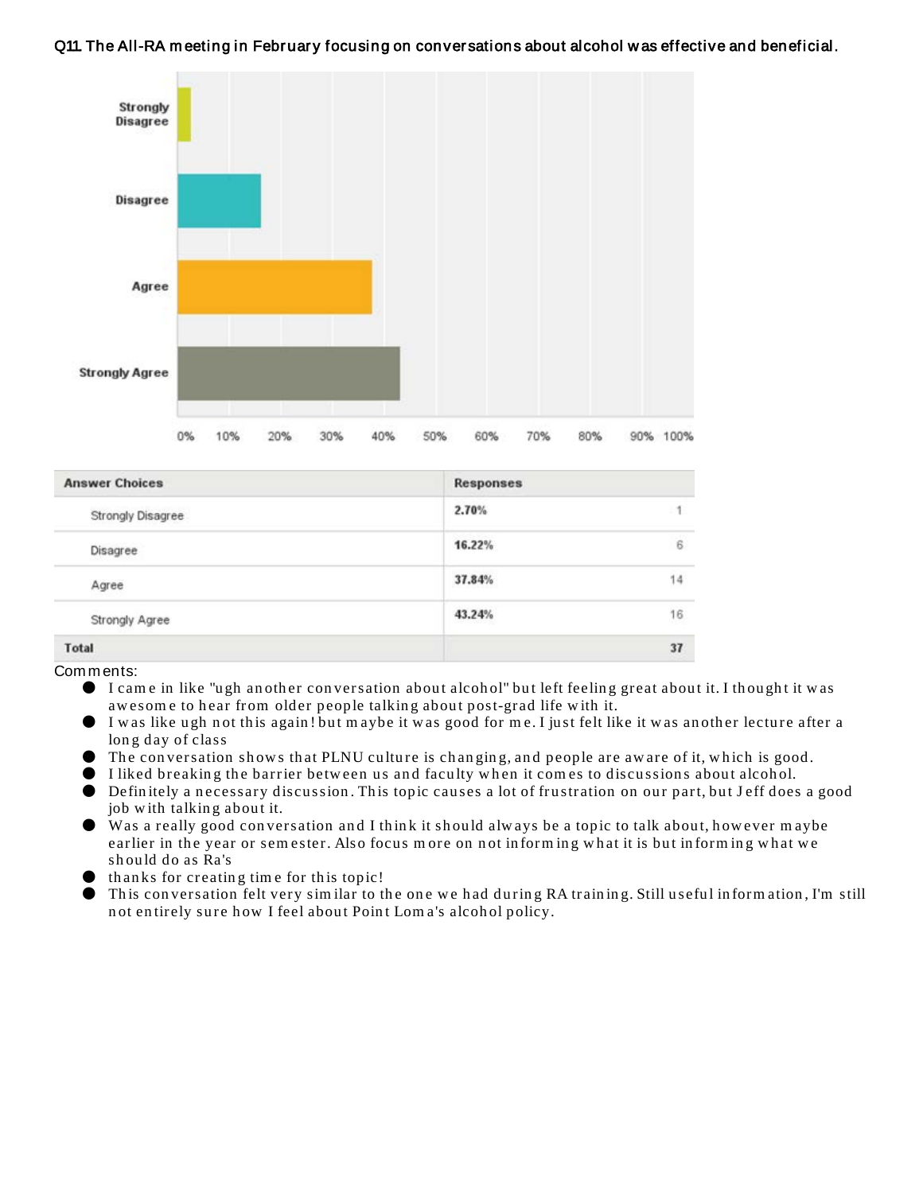Q11 The All-RA meeting in February focusing on conversations about alcohol was effective and beneficial.

| Answer Choices | Responses | |
|---|---|---|
| Strongly Disagree | 2.70% | 1 |
| Disagree | 16.22% | 6 |
| Agree | 37.84% | 14 |
| Strongly Agree | 43.24% | 16 |
| **Total** | | **37** |

Comments:

- I came in like "ugh another conversation about alcohol" but left feeling great about it. I thought it was awesome to hear from older people talking about post-grad life with it.
- I was like ugh not this again! but maybe it was good for me. I just felt like it was another lecture after a long day of class
- The conversation shows that PLNU culture is changing, and people are aware of it, which is good.
- I liked breaking the barrier between us and faculty when it comes to discussions about alcohol.
- Definitely a necessary discussion. This topic causes a lot of frustration on our part, but Jeff does a good job with talking about it.
- Was a really good conversation and I think it should always be a topic to talk about, however maybe earlier in the year or semester. Also focus more on not informing what it is but informing what we should do as Ra's
- thanks for creating time for this topic!
- This conversation felt very similar to the one we had during RA training. Still useful information, I'm still not entirely sure how I feel about Point Loma's alcohol policy.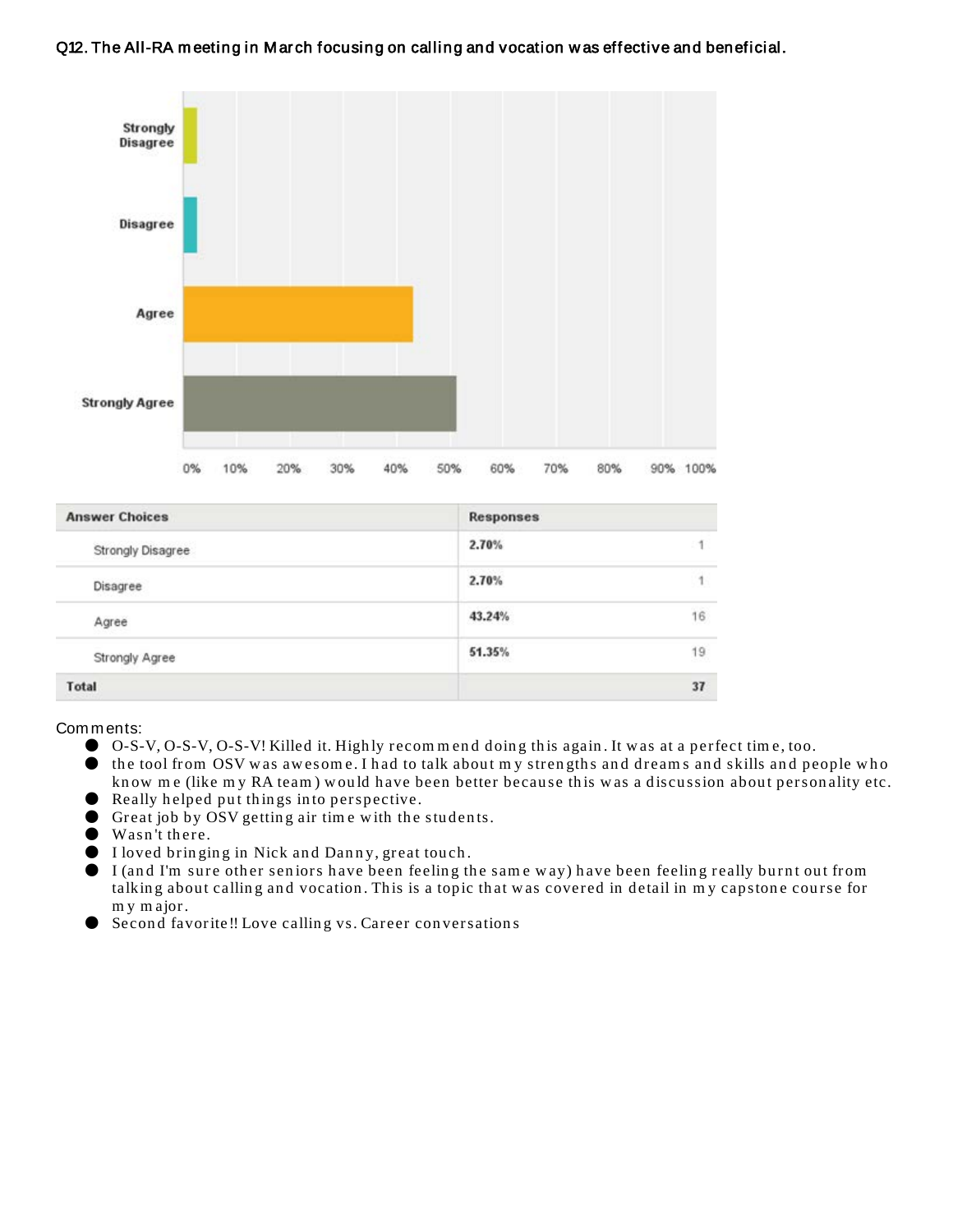Q12. The All-RA meeting in March focusing on calling and vocation was effective and beneficial.

Strongly Disagree

Disagree

Agree

Strongly Agree

0% 10% 20% 30% 40% 50% 60% 70% 80% 90% 100%

| Answer Choices | Responses | |
|---|---|---|
| Strongly Disagree | 2.70% | 1 |
| Disagree | 2.70% | 1 |
| Agree | 43.24% | 16 |
| Strongly Agree | 51.35% | 19 |
| Total | | 37 |

Comments:

- O-S-V, O-S-V, O-S-V! Killed it. Highly recommend doing this again. It was at a perfect time, too.
- the tool from OSV was awesome. I had to talk about my strengths and dreams and skills and people who know me (like my RA team) would have been better because this was a discussion about personality etc.
- Really helped put things into perspective.
- Great job by OSV getting air time with the students.
- Wasn't there.
- I loved bringing in Nick and Danny, great touch.
- I (and I'm sure other seniors have been feeling the same way) have been feeling really burnt out from talking about calling and vocation. This is a topic that was covered in detail in my capstone course for my major.
- Second favorite!! Love calling vs. Career conversations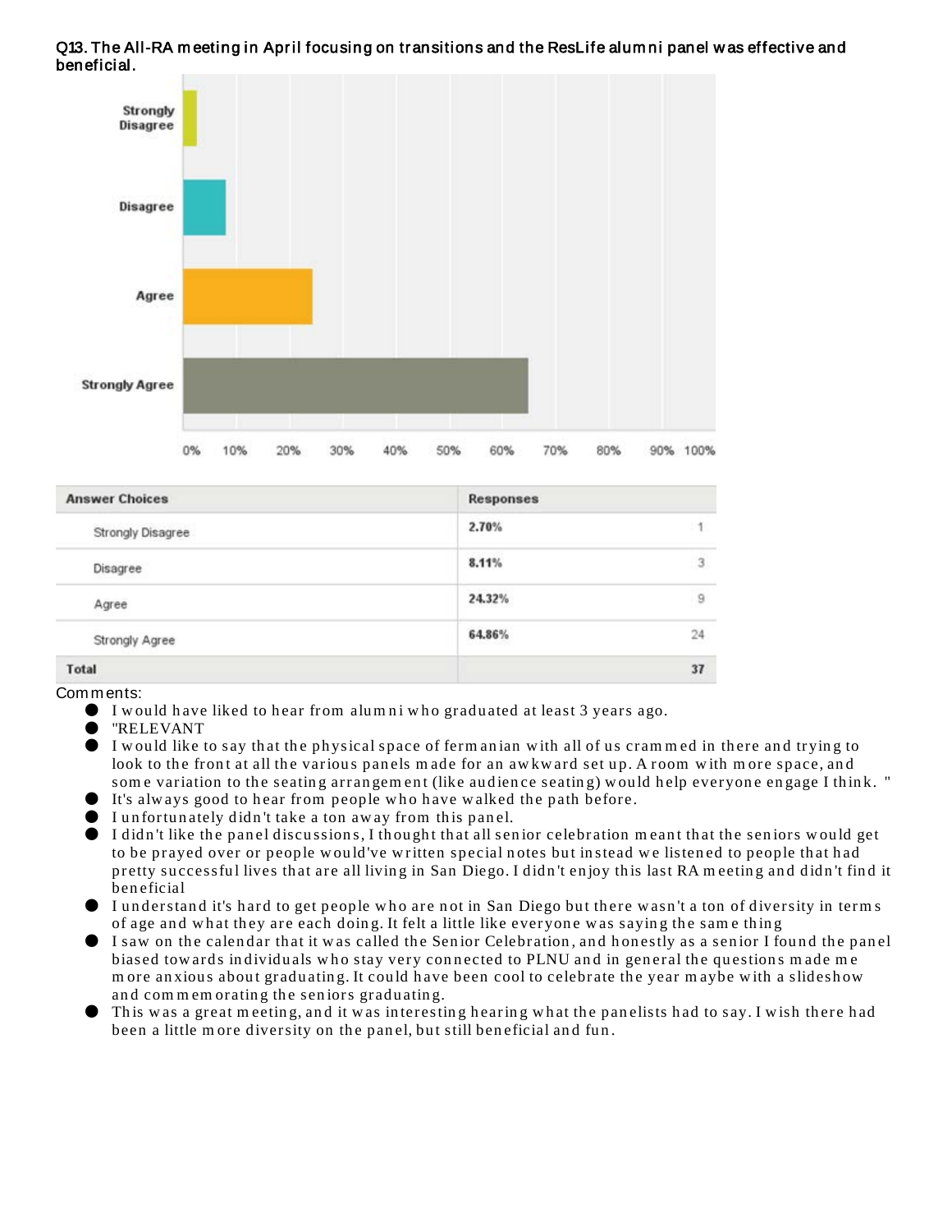Q13. The All-RA meeting in April focusing on transitions and the ResLife alumni panel was effective and beneficial.

Strongly Disagree

Disagree

Agree

Strongly Agree

0% 10% 20% 30% 40% 50% 60% 70% 80% 90% 100%

| Answer Choices | Responses | |
|---|---|---|
| Strongly Disagree | 2.70% | 1 |
| Disagree | 8.11% | 3 |
| Agree | 24.32% | 9 |
| Strongly Agree | 64.86% | 24 |
| Total | | 37 |

Comments:

- I would have liked to hear from alumni who graduated at least 3 years ago.
- "RELEVANT
- I would like to say that the physical space of fermanian with all of us crammed in there and trying to look to the front at all the various panels made for an awkward set up. A room with more space, and some variation to the seating arrangement (like audience seating) would help everyone engage I think. "
- It's always good to hear from people who have walked the path before.
- I unfortunately didn't take a ton away from this panel.
- I didn't like the panel discussions, I thought that all senior celebration meant that the seniors would get to be prayed over or people would've written special notes but instead we listened to people that had pretty successful lives that are all living in San Diego. I didn't enjoy this last RA meeting and didn't find it beneficial
- I understand it's hard to get people who are not in San Diego but there wasn't a ton of diversity in terms of age and what they are each doing. It felt a little like everyone was saying the same thing
- I saw on the calendar that it was called the Senior Celebration, and honestly as a senior I found the panel biased towards individuals who stay very connected to PLNU and in general the questions made me more anxious about graduating. It could have been cool to celebrate the year maybe with a slideshow and commemorating the seniors graduating.
- This was a great meeting, and it was interesting hearing what the panelists had to say. I wish there had been a little more diversity on the panel, but still beneficial and fun.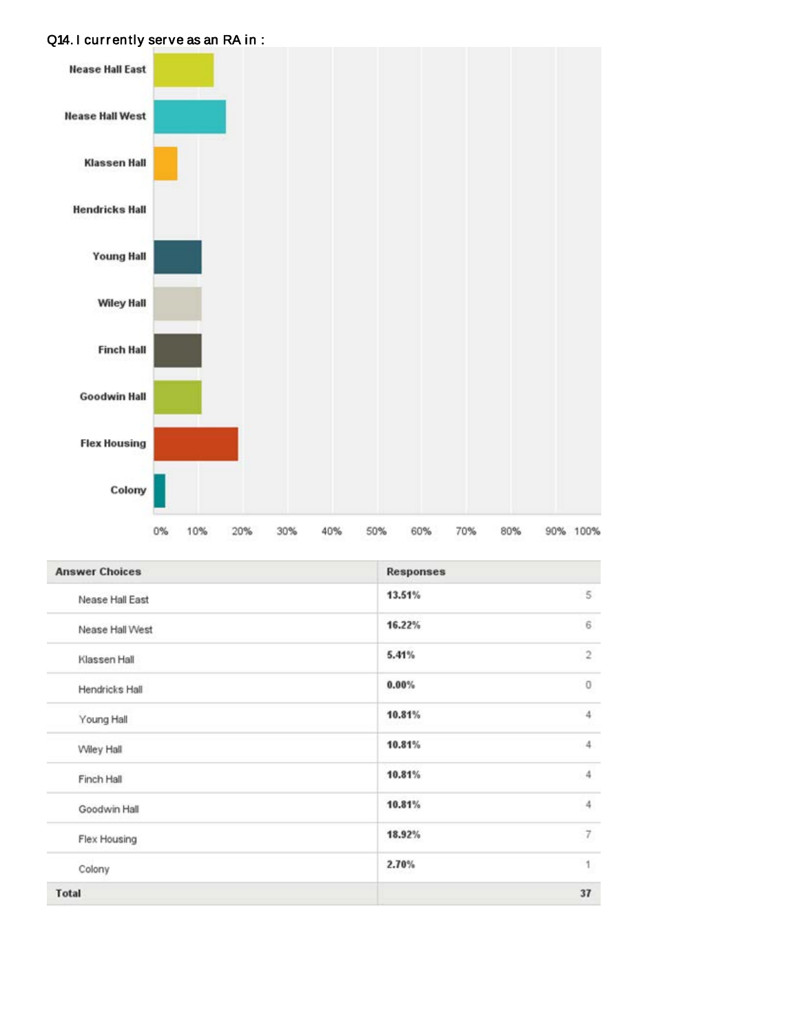Q14. I currently serve as an RA in :

Nease Hall East

Nease Hall West

Klassen Hall

Hendricks Hall

Young Hall

Wiley Hall

Finch Hall

Goodwin Hall

Flex Housing

Colony

0% 10% 20% 30% 40% 50% 60% 70% 80% 90% 100%

| Answer Choices | Responses | |
|---|---|---|
| Nease Hall East | 13.51% | 5 |
| Nease Hall West | 16.22% | 6 |
| Klassen Hall | 5.41% | 2 |
| Hendricks Hall | 0.00% | 0 |
| Young Hall | 10.81% | 4 |
| Wiley Hall | 10.81% | 4 |
| Finch Hall | 10.81% | 4 |
| Goodwin Hall | 10.81% | 4 |
| Flex Housing | 18.92% | 7 |
| Colony | 2.70% | 1 |
| **Total** | | **37** |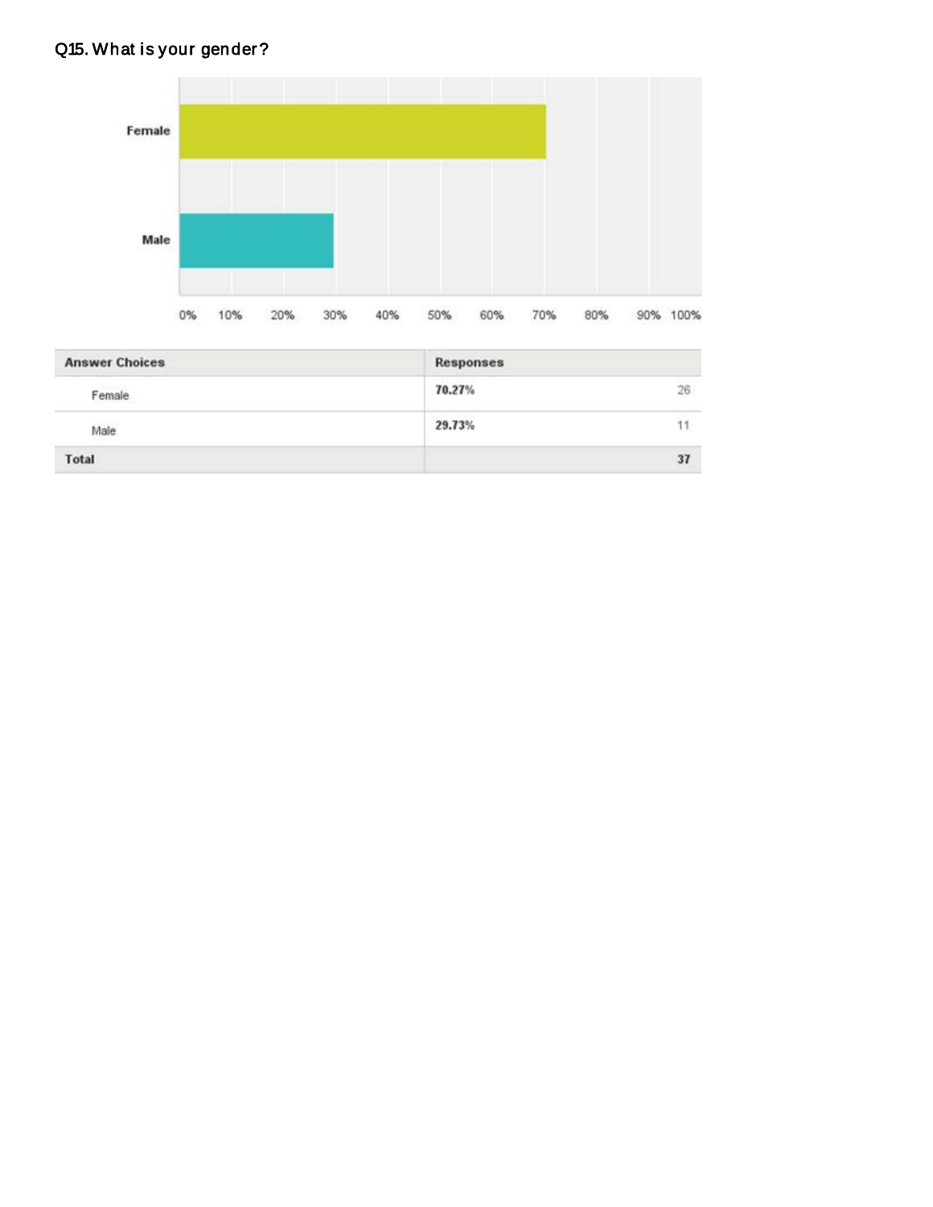Q15. What is your gender?

Female

Male

0% 10% 20% 30% 40% 50% 60% 70% 80% 90% 100%

| Answer Choices | Responses | |
|---|---|---|
| Female | 70.27% | 26 |
| Male | 29.73% | 11 |
| **Total** | | **37** |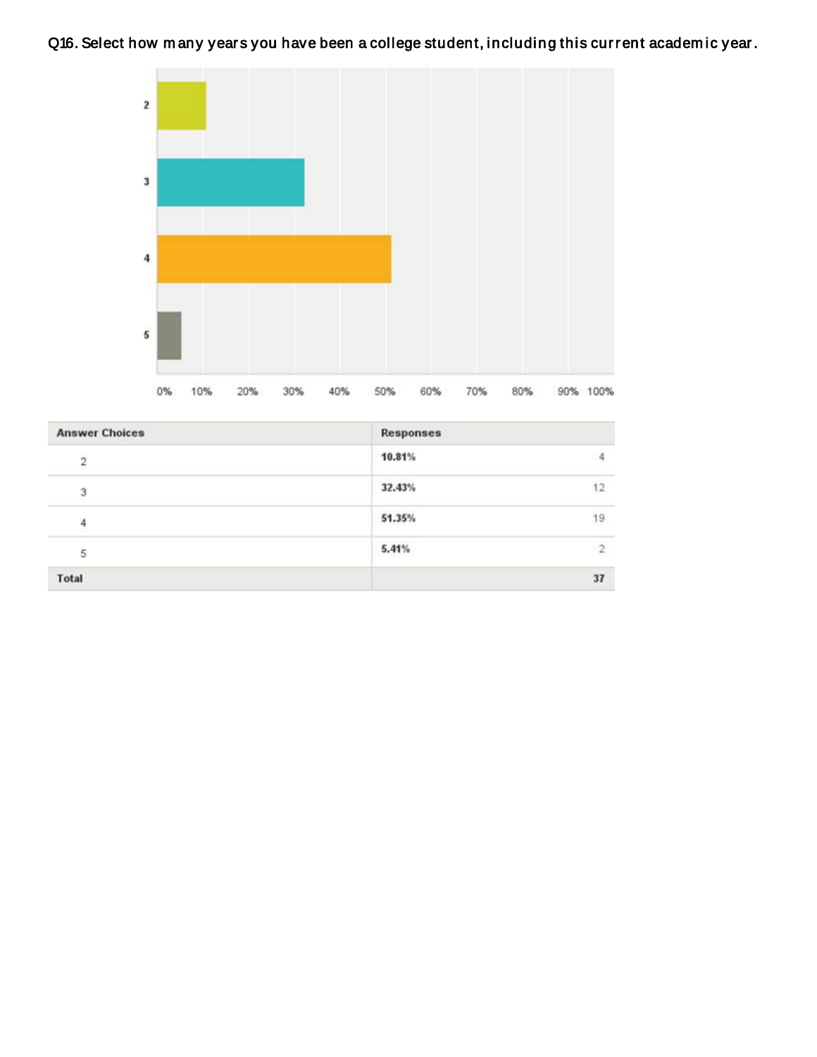Q16. Select how many years you have been a college student, including this current academic year.

2

3

4

5

0% 10% 20% 30% 40% 50% 60% 70% 80% 90% 100%

| Answer Choices | Responses | |
|---|---|---|
| 2 | 10.81% | 4 |
| 3 | 32.43% | 12 |
| 4 | 51.35% | 19 |
| 5 | 5.41% | 2 |
| **Total** | | **37** |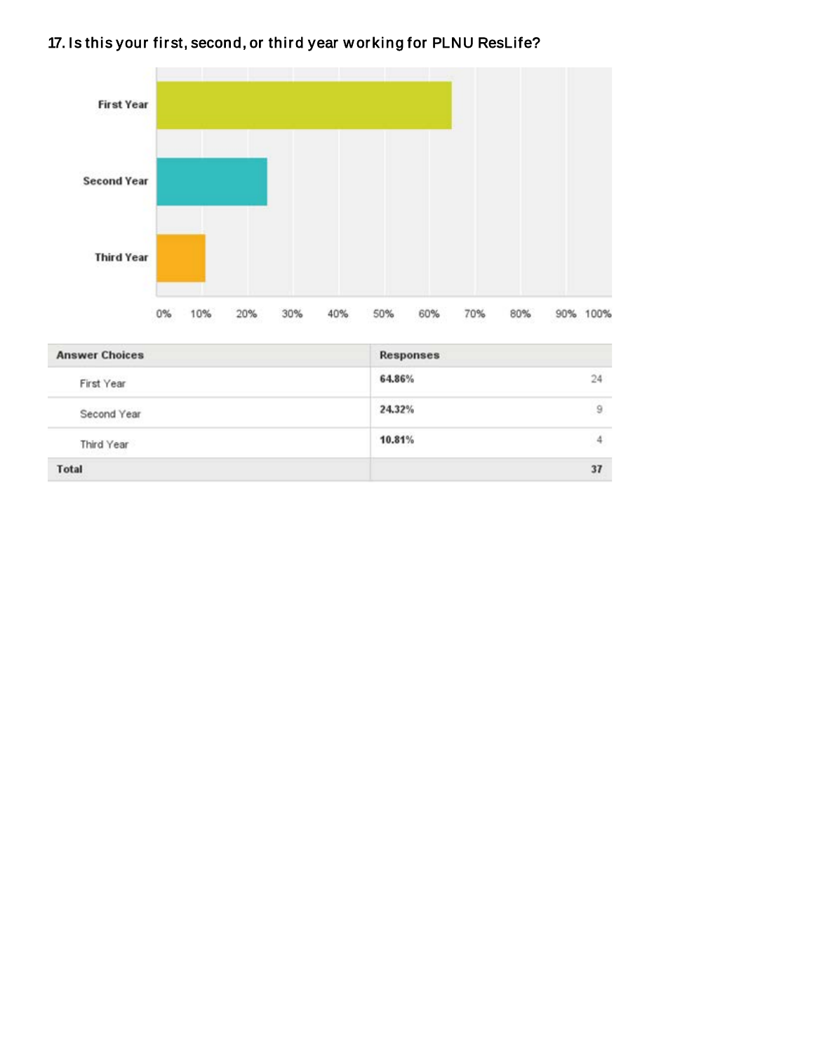17. Is this your first, second, or third year working for PLNU ResLife?

First Year

Second Year

Third Year

0% 10% 20% 30% 40% 50% 60% 70% 80% 90% 100%

| Answer Choices | Responses | |
|---|---|---|
| First Year | 64.86% | 24 |
| Second Year | 24.32% | 9 |
| Third Year | 10.81% | 4 |
| **Total** | | **37** |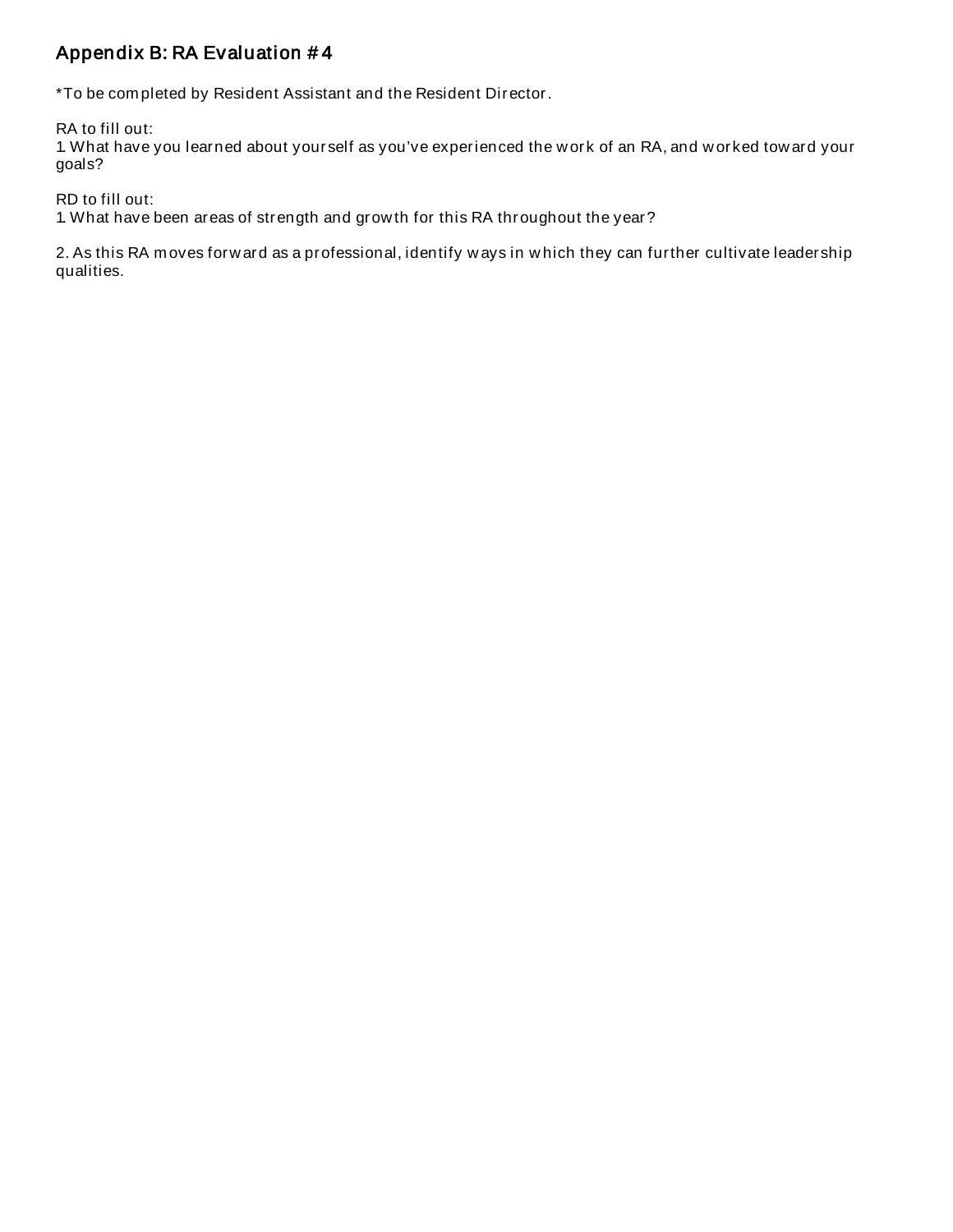## Appendix B: RA Evaluation # 4

*To be completed by Resident Assistant and the Resident Director.

RA to fill out:

1. What have you learned about yourself as you've experienced the work of an RA, and worked toward your goals?

RD to fill out:

1. What have been areas of strength and growth for this RA throughout the year?

2. As this RA moves forward as a professional, identify ways in which they can further cultivate leadership qualities.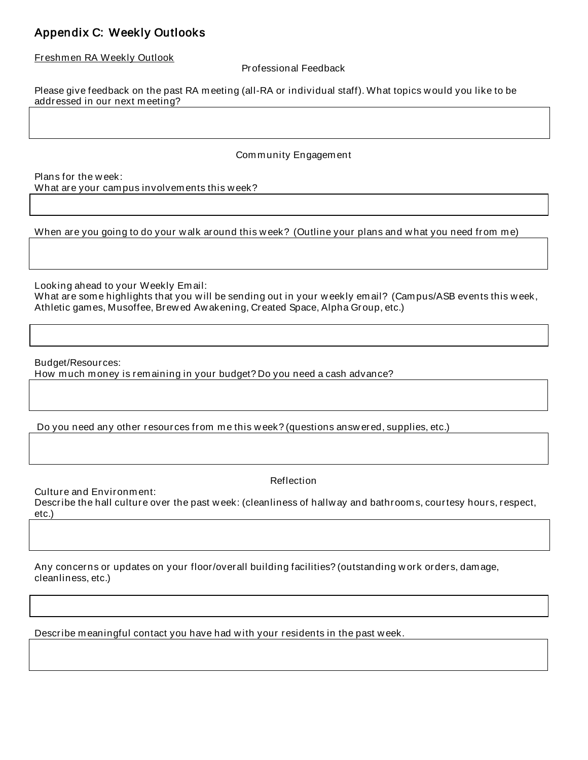## Appendix C: Weekly Outlooks

Freshmen RA Weekly Outlook

Professional Feedback

Please give feedback on the past RA meeting (all-RA or individual staff). What topics would you like to be addressed in our next meeting?

Community Engagement

Plans for the week:
What are your campus involvements this week?

When are you going to do your walk around this week? (Outline your plans and what you need from me)

Looking ahead to your Weekly Email:
What are some highlights that you will be sending out in your weekly email? (Campus/ASB events this week, Athletic games, Musoffee, Brewed Awakening, Created Space, Alpha Group, etc.)

Budget/Resources:
How much money is remaining in your budget? Do you need a cash advance?

Do you need any other resources from me this week? (questions answered, supplies, etc.)

Reflection

Culture and Environment:
Describe the hall culture over the past week: (cleanliness of hallway and bathrooms, courtesy hours, respect, etc.)

Any concerns or updates on your floor/overall building facilities? (outstanding work orders, damage, cleanliness, etc.)

Describe meaningful contact you have had with your residents in the past week.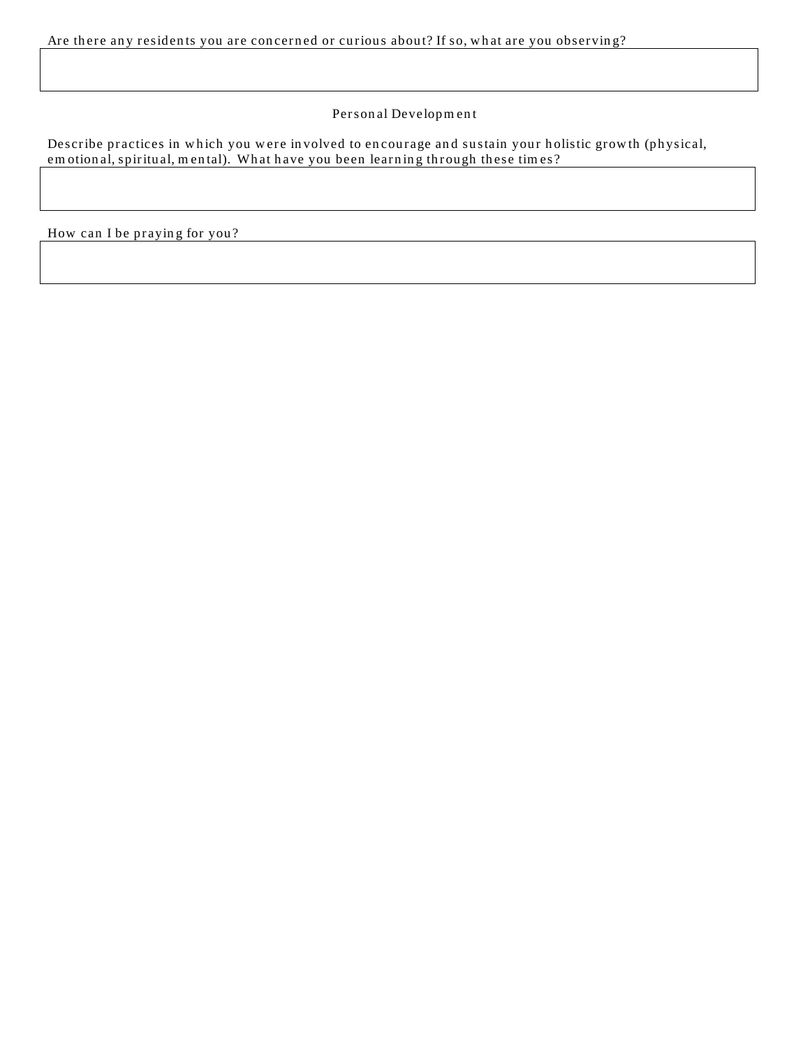Are there any residents you are concerned or curious about? If so, what are you observing?

| |
|---|
| |

## Personal Development

Describe practices in which you were involved to encourage and sustain your holistic growth (physical, emotional, spiritual, mental). What have you been learning through these times?

| |
|---|
| |

How can I be praying for you?

| |
|---|
| |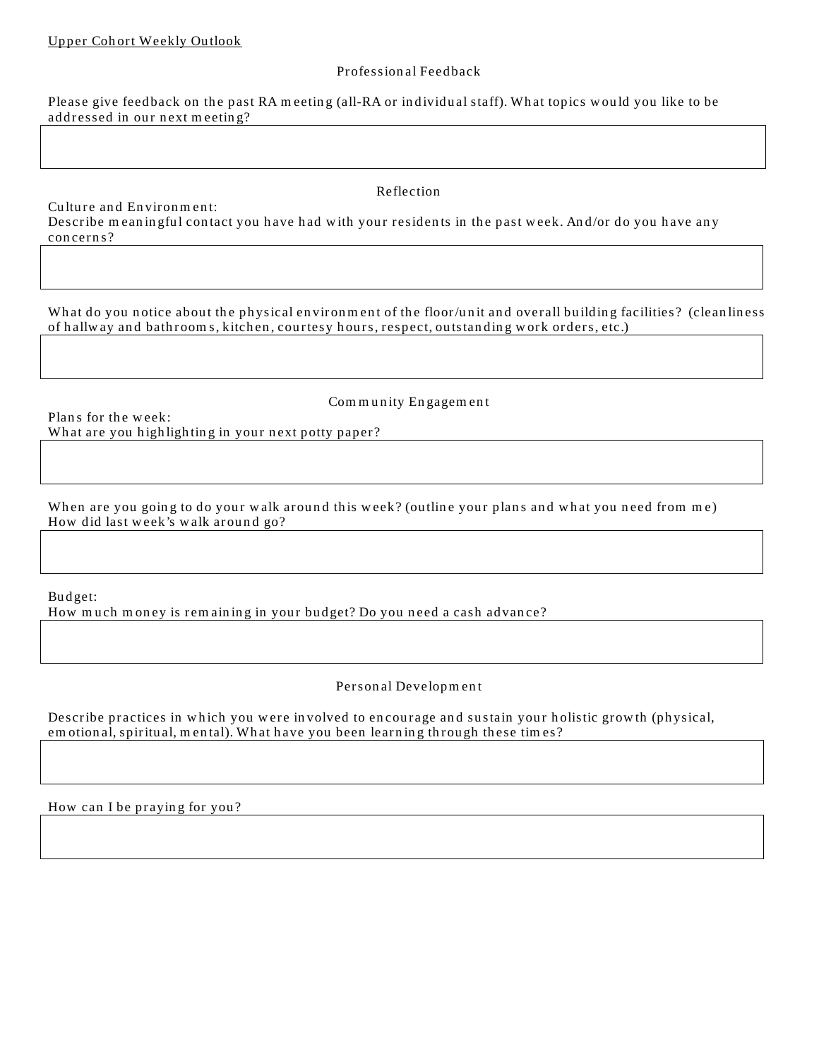Upper Cohort Weekly Outlook

## Professional Feedback

Please give feedback on the past RA meeting (all-RA or individual staff). What topics would you like to be addressed in our next meeting?

## Reflection

Culture and Environment:

Describe meaningful contact you have had with your residents in the past week. And/or do you have any concerns?

What do you notice about the physical environment of the floor/unit and overall building facilities? (cleanliness of hallway and bathrooms, kitchen, courtesy hours, respect, outstanding work orders, etc.)

## Community Engagement

Plans for the week:

What are you highlighting in your next potty paper?

When are you going to do your walk around this week? (outline your plans and what you need from me)
How did last week's walk around go?

Budget:

How much money is remaining in your budget? Do you need a cash advance?

## Personal Development

Describe practices in which you were involved to encourage and sustain your holistic growth (physical, emotional, spiritual, mental). What have you been learning through these times?

How can I be praying for you?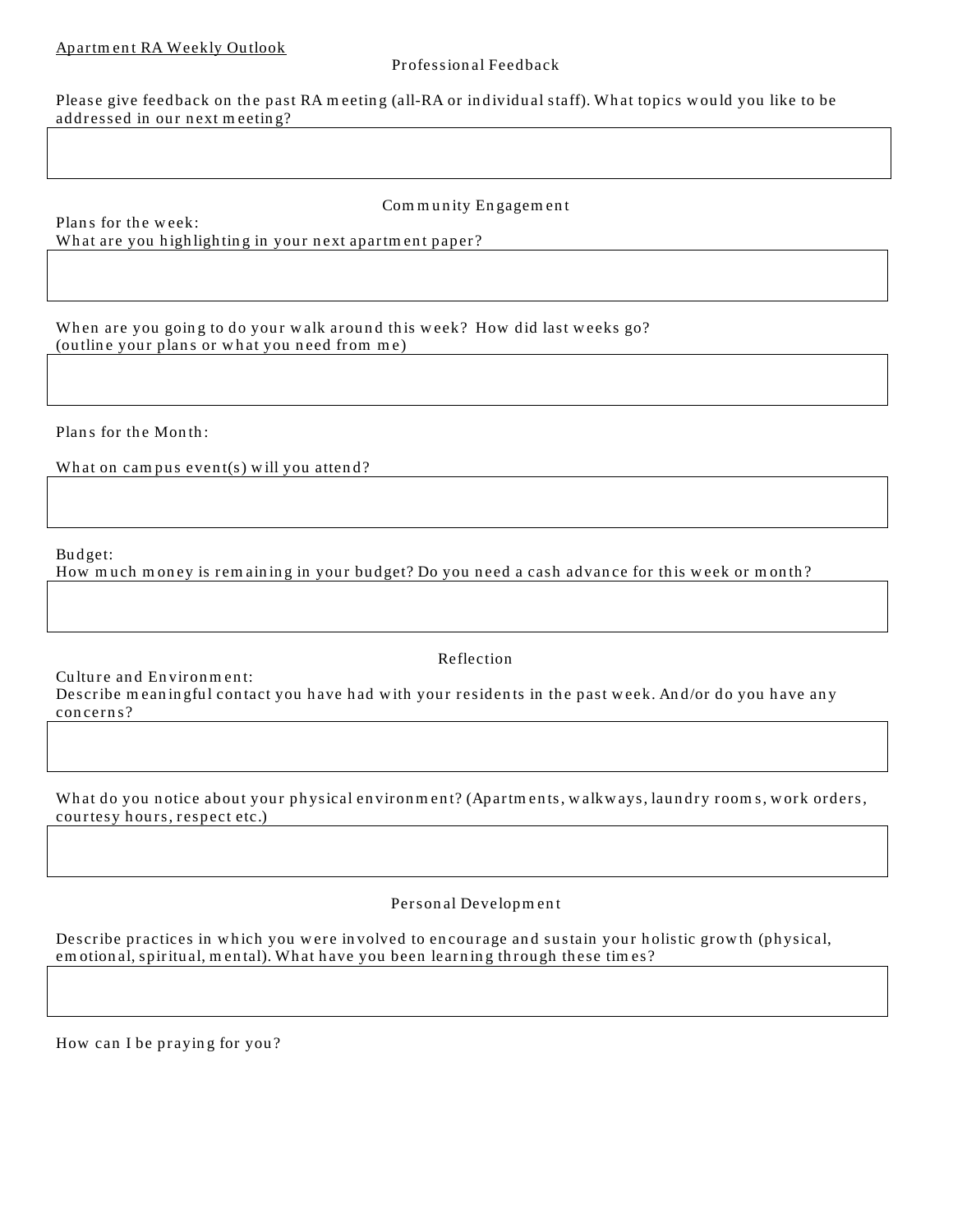Apartment RA Weekly Outlook

## Professional Feedback

Please give feedback on the past RA meeting (all-RA or individual staff). What topics would you like to be addressed in our next meeting?

## Community Engagement

Plans for the week:

What are you highlighting in your next apartment paper?

When are you going to do your walk around this week? How did last weeks go? (outline your plans or what you need from me)

Plans for the Month:

What on campus event(s) will you attend?

Budget:

How much money is remaining in your budget? Do you need a cash advance for this week or month?

## Reflection

Culture and Environment:

Describe meaningful contact you have had with your residents in the past week. And/or do you have any concerns?

What do you notice about your physical environment? (Apartments, walkways, laundry rooms, work orders, courtesy hours, respect etc.)

## Personal Development

Describe practices in which you were involved to encourage and sustain your holistic growth (physical, emotional, spiritual, mental). What have you been learning through these times?

How can I be praying for you?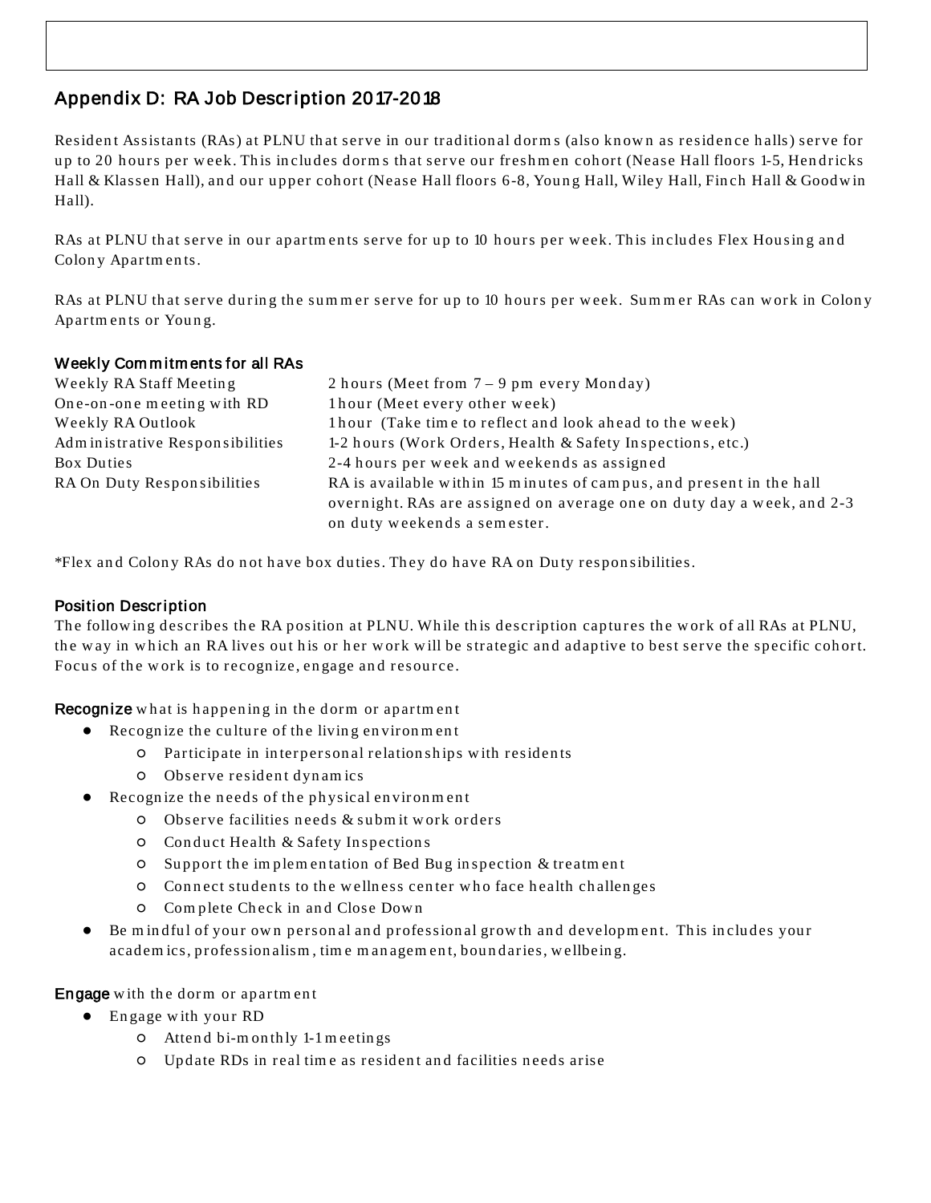## Appendix D: RA Job Description 2017-2018

Resident Assistants (RAs) at PLNU that serve in our traditional dorms (also known as residence halls) serve for up to 20 hours per week. This includes dorms that serve our freshmen cohort (Nease Hall floors 1-5, Hendricks Hall & Klassen Hall), and our upper cohort (Nease Hall floors 6-8, Young Hall, Wiley Hall, Finch Hall & Goodwin Hall).

RAs at PLNU that serve in our apartments serve for up to 10 hours per week. This includes Flex Housing and Colony Apartments.

RAs at PLNU that serve during the summer serve for up to 10 hours per week. Summer RAs can work in Colony Apartments or Young.

### Weekly Commitments for all RAs

| | |
|---|---|
| Weekly RA Staff Meeting | 2 hours (Meet from 7 – 9 pm every Monday) |
| One-on-one meeting with RD | 1 hour (Meet every other week) |
| Weekly RA Outlook | 1 hour (Take time to reflect and look ahead to the week) |
| Administrative Responsibilities | 1-2 hours (Work Orders, Health & Safety Inspections, etc.) |
| Box Duties | 2-4 hours per week and weekends as assigned |
| RA On Duty Responsibilities | RA is available within 15 minutes of campus, and present in the hall overnight. RAs are assigned on average one on duty day a week, and 2-3 on duty weekends a semester. |

*Flex and Colony RAs do not have box duties. They do have RA on Duty responsibilities.

### Position Description

The following describes the RA position at PLNU. While this description captures the work of all RAs at PLNU, the way in which an RA lives out his or her work will be strategic and adaptive to best serve the specific cohort. Focus of the work is to recognize, engage and resource.

**Recognize** what is happening in the dorm or apartment

- Recognize the culture of the living environment
  - Participate in interpersonal relationships with residents
  - Observe resident dynamics
- Recognize the needs of the physical environment
  - Observe facilities needs & submit work orders
  - Conduct Health & Safety Inspections
  - Support the implementation of Bed Bug inspection & treatment
  - Connect students to the wellness center who face health challenges
  - Complete Check in and Close Down
- Be mindful of your own personal and professional growth and development. This includes your academics, professionalism, time management, boundaries, wellbeing.

**Engage** with the dorm or apartment

- Engage with your RD
  - Attend bi-monthly 1-1 meetings
  - Update RDs in real time as resident and facilities needs arise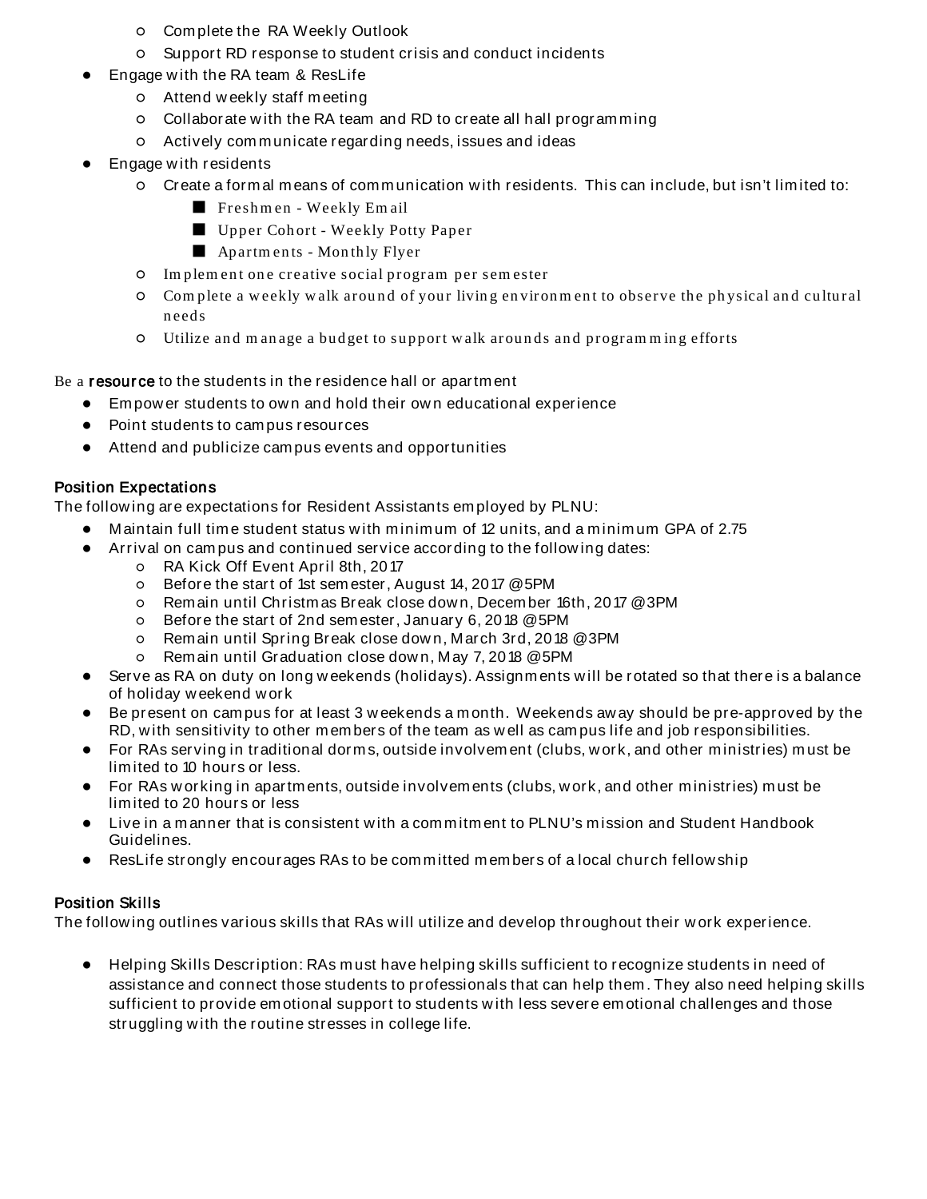- Complete the RA Weekly Outlook
  - Support RD response to student crisis and conduct incidents
- Engage with the RA team & ResLife
  - Attend weekly staff meeting
  - Collaborate with the RA team and RD to create all hall programming
  - Actively communicate regarding needs, issues and ideas
- Engage with residents
  - Create a formal means of communication with residents. This can include, but isn't limited to:
    - Freshmen - Weekly Email
    - Upper Cohort - Weekly Potty Paper
    - Apartments - Monthly Flyer
  - Implement one creative social program per semester
  - Complete a weekly walk around of your living environment to observe the physical and cultural needs
  - Utilize and manage a budget to support walk arounds and programming efforts

Be a **resource** to the students in the residence hall or apartment

- Empower students to own and hold their own educational experience
- Point students to campus resources
- Attend and publicize campus events and opportunities

### Position Expectations

The following are expectations for Resident Assistants employed by PLNU:

- Maintain full time student status with minimum of 12 units, and a minimum GPA of 2.75
- Arrival on campus and continued service according to the following dates:
  - RA Kick Off Event April 8th, 2017
  - Before the start of 1st semester, August 14, 2017 @5PM
  - Remain until Christmas Break close down, December 16th, 2017 @3PM
  - Before the start of 2nd semester, January 6, 2018 @5PM
  - Remain until Spring Break close down, March 3rd, 2018 @3PM
  - Remain until Graduation close down, May 7, 2018 @5PM
- Serve as RA on duty on long weekends (holidays). Assignments will be rotated so that there is a balance of holiday weekend work
- Be present on campus for at least 3 weekends a month. Weekends away should be pre-approved by the RD, with sensitivity to other members of the team as well as campus life and job responsibilities.
- For RAs serving in traditional dorms, outside involvement (clubs, work, and other ministries) must be limited to 10 hours or less.
- For RAs working in apartments, outside involvements (clubs, work, and other ministries) must be limited to 20 hours or less
- Live in a manner that is consistent with a commitment to PLNU's mission and Student Handbook Guidelines.
- ResLife strongly encourages RAs to be committed members of a local church fellowship

### Position Skills

The following outlines various skills that RAs will utilize and develop throughout their work experience.

- Helping Skills Description: RAs must have helping skills sufficient to recognize students in need of assistance and connect those students to professionals that can help them. They also need helping skills sufficient to provide emotional support to students with less severe emotional challenges and those struggling with the routine stresses in college life.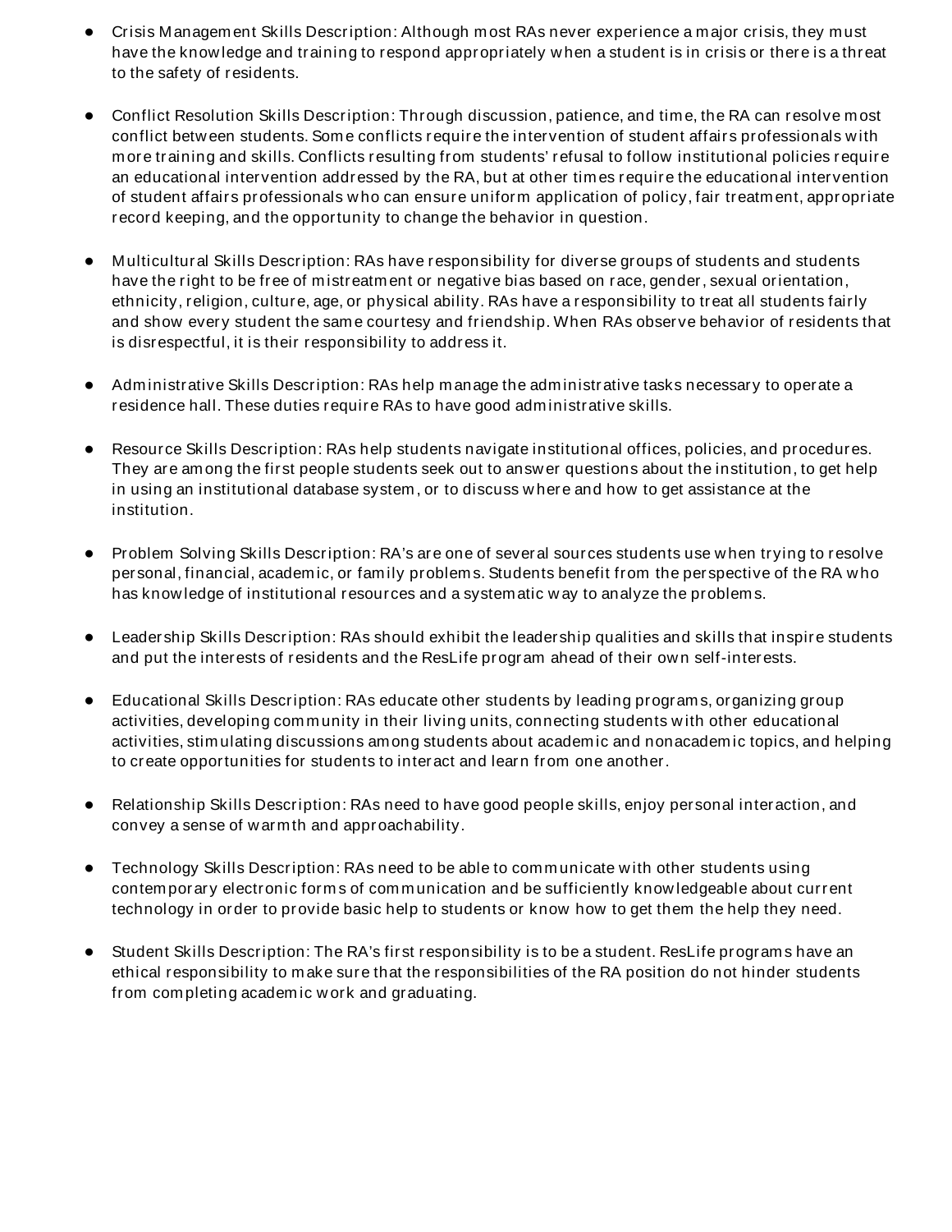- Crisis Management Skills Description: Although most RAs never experience a major crisis, they must have the knowledge and training to respond appropriately when a student is in crisis or there is a threat to the safety of residents.

- Conflict Resolution Skills Description: Through discussion, patience, and time, the RA can resolve most conflict between students. Some conflicts require the intervention of student affairs professionals with more training and skills. Conflicts resulting from students' refusal to follow institutional policies require an educational intervention addressed by the RA, but at other times require the educational intervention of student affairs professionals who can ensure uniform application of policy, fair treatment, appropriate record keeping, and the opportunity to change the behavior in question.

- Multicultural Skills Description: RAs have responsibility for diverse groups of students and students have the right to be free of mistreatment or negative bias based on race, gender, sexual orientation, ethnicity, religion, culture, age, or physical ability. RAs have a responsibility to treat all students fairly and show every student the same courtesy and friendship. When RAs observe behavior of residents that is disrespectful, it is their responsibility to address it.

- Administrative Skills Description: RAs help manage the administrative tasks necessary to operate a residence hall. These duties require RAs to have good administrative skills.

- Resource Skills Description: RAs help students navigate institutional offices, policies, and procedures. They are among the first people students seek out to answer questions about the institution, to get help in using an institutional database system, or to discuss where and how to get assistance at the institution.

- Problem Solving Skills Description: RA's are one of several sources students use when trying to resolve personal, financial, academic, or family problems. Students benefit from the perspective of the RA who has knowledge of institutional resources and a systematic way to analyze the problems.

- Leadership Skills Description: RAs should exhibit the leadership qualities and skills that inspire students and put the interests of residents and the ResLife program ahead of their own self-interests.

- Educational Skills Description: RAs educate other students by leading programs, organizing group activities, developing community in their living units, connecting students with other educational activities, stimulating discussions among students about academic and nonacademic topics, and helping to create opportunities for students to interact and learn from one another.

- Relationship Skills Description: RAs need to have good people skills, enjoy personal interaction, and convey a sense of warmth and approachability.

- Technology Skills Description: RAs need to be able to communicate with other students using contemporary electronic forms of communication and be sufficiently knowledgeable about current technology in order to provide basic help to students or know how to get them the help they need.

- Student Skills Description: The RA's first responsibility is to be a student. ResLife programs have an ethical responsibility to make sure that the responsibilities of the RA position do not hinder students from completing academic work and graduating.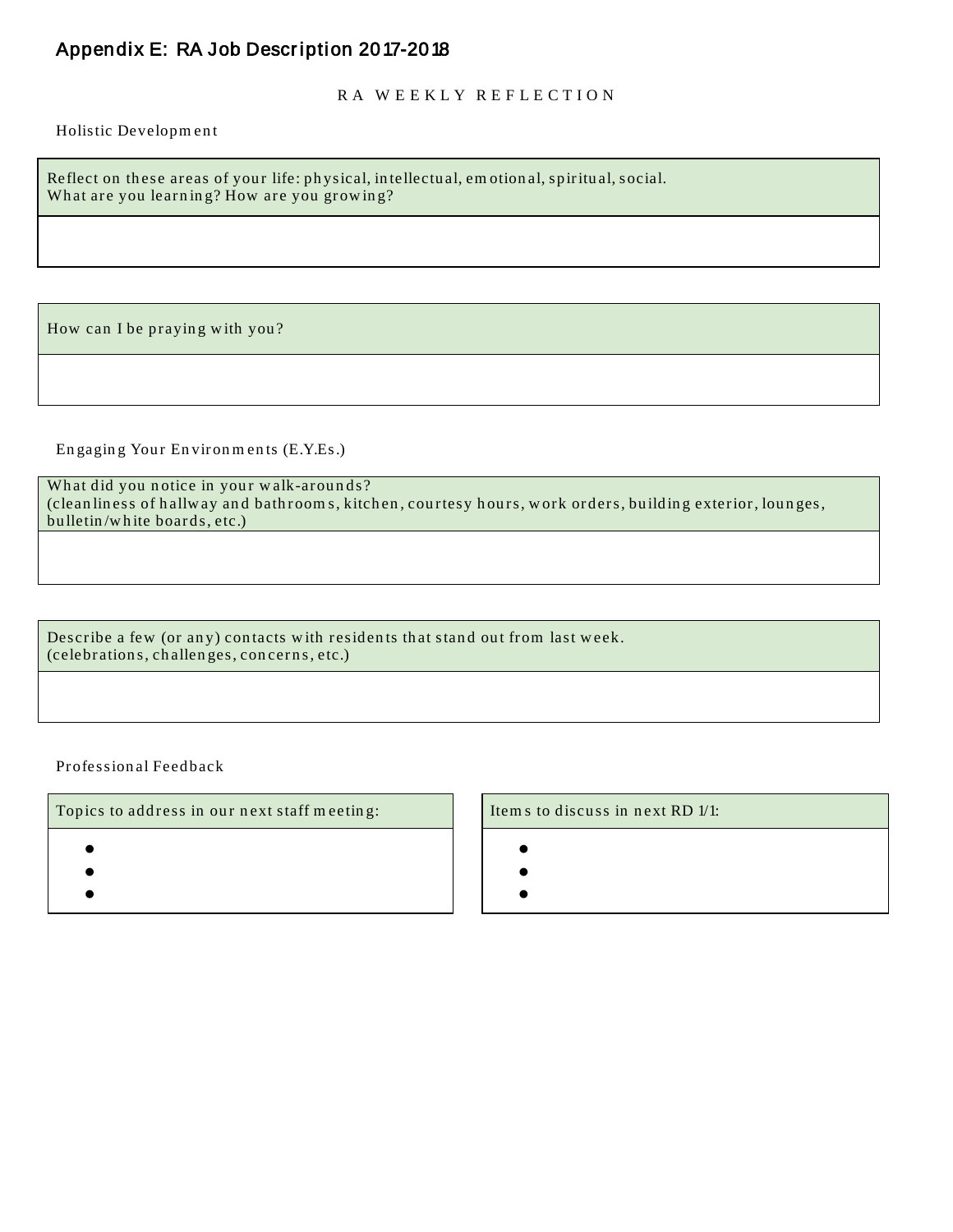// Appendix E: RA Job Description 2017-2018

## RA WEEKLY REFLECTION

### Holistic Development

| Reflect on these areas of your life: physical, intellectual, emotional, spiritual, social. What are you learning? How are you growing? |
| --- |
| |

| How can I be praying with you? |
| --- |
| |

### Engaging Your Environments (E.Y.Es.)

| What did you notice in your walk-arounds? (cleanliness of hallway and bathrooms, kitchen, courtesy hours, work orders, building exterior, lounges, bulletin/white boards, etc.) |
| --- |
| |

| Describe a few (or any) contacts with residents that stand out from last week. (celebrations, challenges, concerns, etc.) |
| --- |
| |

### Professional Feedback

| Topics to address in our next staff meeting: | Items to discuss in next RD 1/1: |
| --- | --- |
| • <br> • <br> • | • <br> • <br> • |